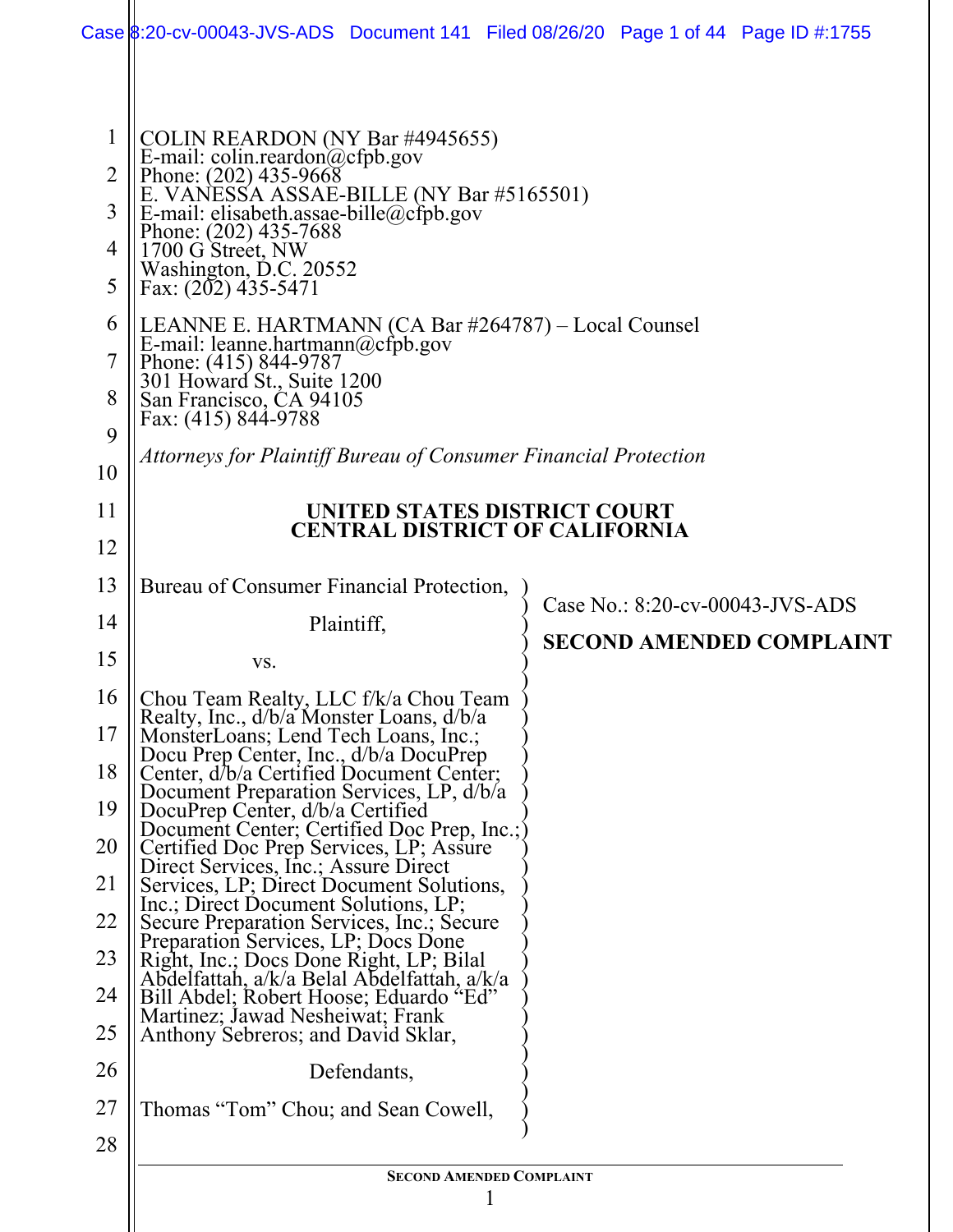COLIN REARDON (NY Bar #4945655)
E-mail: colin.reardon@cfpb.gov
Phone: (202) 435-9668
E. VANESSA ASSAE-BILLE (NY Bar #5165501)
E-mail: elisabeth.assae-bille@cfpb.gov
Phone: (202) 435-7688
1700 G Street, NW
Washington, D.C. 20552
Fax: (202) 435-5471

LEANNE E. HARTMANN (CA Bar #264787) – Local Counsel
E-mail: leanne.hartmann@cfpb.gov
Phone: (415) 844-9787
301 Howard St., Suite 1200
San Francisco, CA 94105
Fax: (415) 844-9788

*Attorneys for Plaintiff Bureau of Consumer Financial Protection*

**UNITED STATES DISTRICT COURT**
**CENTRAL DISTRICT OF CALIFORNIA**

Bureau of Consumer Financial Protection,

Plaintiff,

vs.

Chou Team Realty, LLC f/k/a Chou Team Realty, Inc., d/b/a Monster Loans, d/b/a MonsterLoans; Lend Tech Loans, Inc.; Docu Prep Center, Inc., d/b/a DocuPrep Center, d/b/a Certified Document Center; Document Preparation Services, LP, d/b/a DocuPrep Center, d/b/a Certified Document Center; Certified Doc Prep, Inc.; Certified Doc Prep Services, LP; Assure Direct Services, Inc.; Assure Direct Services, LP; Direct Document Solutions, Inc.; Direct Document Solutions, LP; Secure Preparation Services, Inc.; Secure Preparation Services, LP; Docs Done Right, Inc.; Docs Done Right, LP; Bilal Abdelfattah, a/k/a Belal Abdelfattah, a/k/a Bill Abdel; Robert Hoose; Eduardo "Ed" Martinez; Jawad Nesheiwat; Frank Anthony Sebreros; and David Sklar,

Defendants,

Thomas "Tom" Chou; and Sean Cowell,

Case No.: 8:20-cv-00043-JVS-ADS

**SECOND AMENDED COMPLAINT**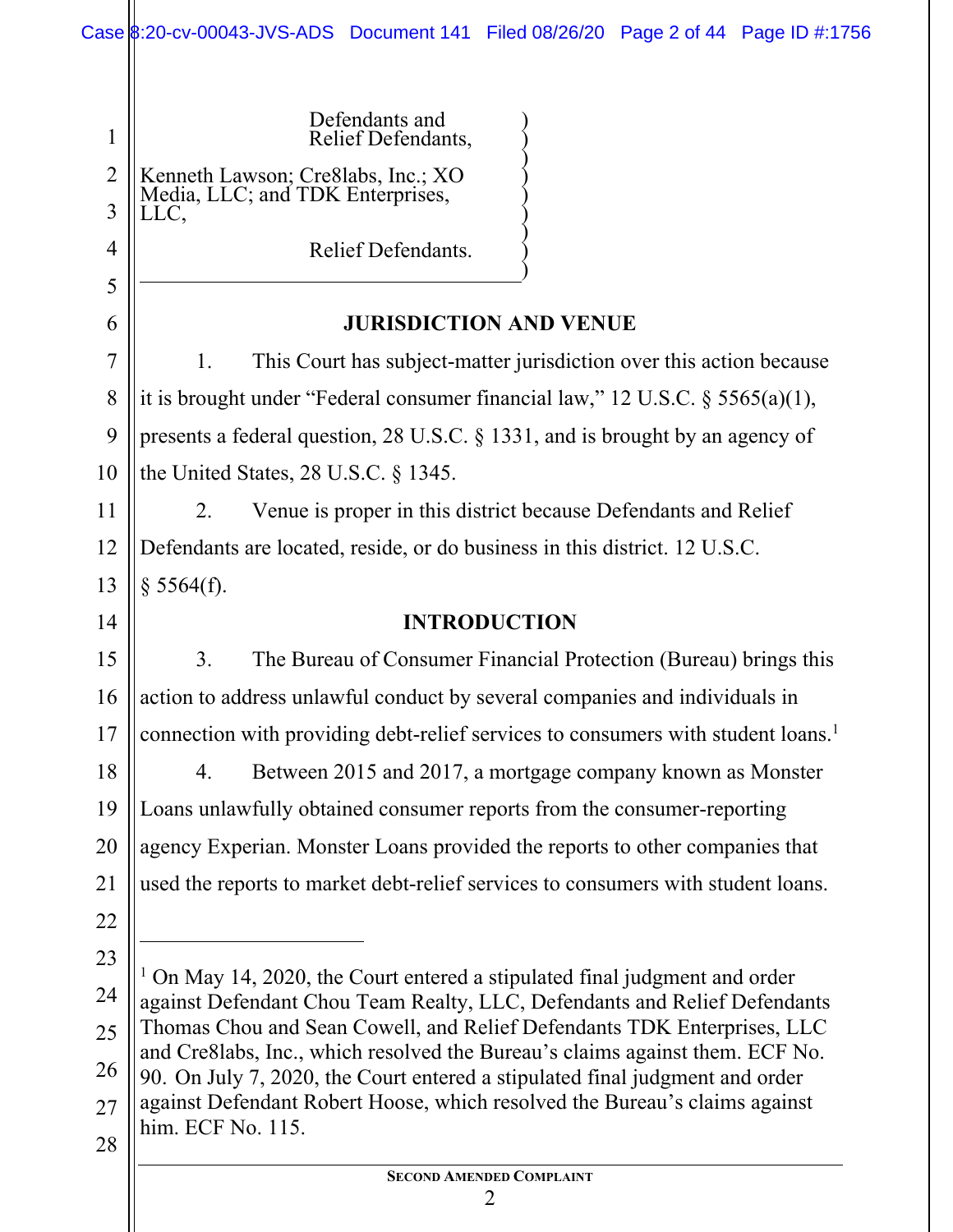Defendants and Relief Defendants,

Kenneth Lawson; Cre8labs, Inc.; XO Media, LLC; and TDK Enterprises, LLC,

Relief Defendants.

## JURISDICTION AND VENUE

1. This Court has subject-matter jurisdiction over this action because it is brought under "Federal consumer financial law," 12 U.S.C. § 5565(a)(1), presents a federal question, 28 U.S.C. § 1331, and is brought by an agency of the United States, 28 U.S.C. § 1345.

2. Venue is proper in this district because Defendants and Relief Defendants are located, reside, or do business in this district. 12 U.S.C. § 5564(f).

## INTRODUCTION

3. The Bureau of Consumer Financial Protection (Bureau) brings this action to address unlawful conduct by several companies and individuals in connection with providing debt-relief services to consumers with student loans.[1]

4. Between 2015 and 2017, a mortgage company known as Monster Loans unlawfully obtained consumer reports from the consumer-reporting agency Experian. Monster Loans provided the reports to other companies that used the reports to market debt-relief services to consumers with student loans.

---

[1] On May 14, 2020, the Court entered a stipulated final judgment and order against Defendant Chou Team Realty, LLC, Defendants and Relief Defendants Thomas Chou and Sean Cowell, and Relief Defendants TDK Enterprises, LLC and Cre8labs, Inc., which resolved the Bureau's claims against them. ECF No. 90. On July 7, 2020, the Court entered a stipulated final judgment and order against Defendant Robert Hoose, which resolved the Bureau's claims against him. ECF No. 115.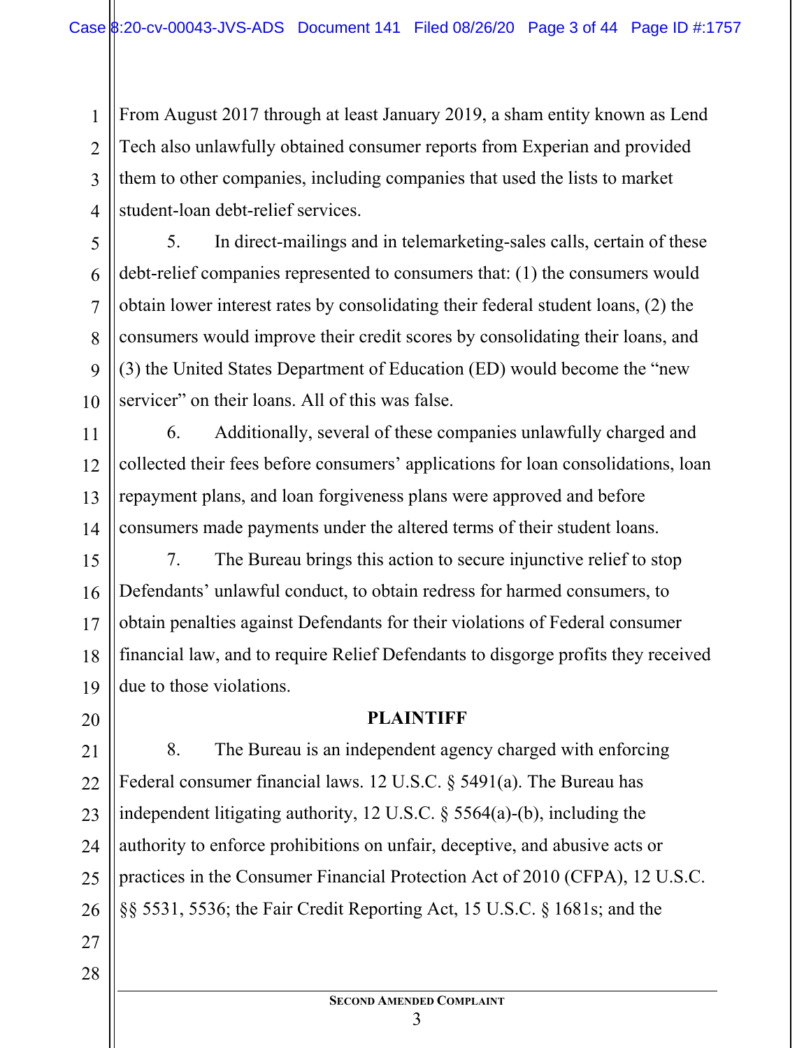From August 2017 through at least January 2019, a sham entity known as Lend Tech also unlawfully obtained consumer reports from Experian and provided them to other companies, including companies that used the lists to market student-loan debt-relief services.

5. In direct-mailings and in telemarketing-sales calls, certain of these debt-relief companies represented to consumers that: (1) the consumers would obtain lower interest rates by consolidating their federal student loans, (2) the consumers would improve their credit scores by consolidating their loans, and (3) the United States Department of Education (ED) would become the "new servicer" on their loans. All of this was false.

6. Additionally, several of these companies unlawfully charged and collected their fees before consumers' applications for loan consolidations, loan repayment plans, and loan forgiveness plans were approved and before consumers made payments under the altered terms of their student loans.

7. The Bureau brings this action to secure injunctive relief to stop Defendants' unlawful conduct, to obtain redress for harmed consumers, to obtain penalties against Defendants for their violations of Federal consumer financial law, and to require Relief Defendants to disgorge profits they received due to those violations.

## PLAINTIFF

8. The Bureau is an independent agency charged with enforcing Federal consumer financial laws. 12 U.S.C. § 5491(a). The Bureau has independent litigating authority, 12 U.S.C. § 5564(a)-(b), including the authority to enforce prohibitions on unfair, deceptive, and abusive acts or practices in the Consumer Financial Protection Act of 2010 (CFPA), 12 U.S.C. §§ 5531, 5536; the Fair Credit Reporting Act, 15 U.S.C. § 1681s; and the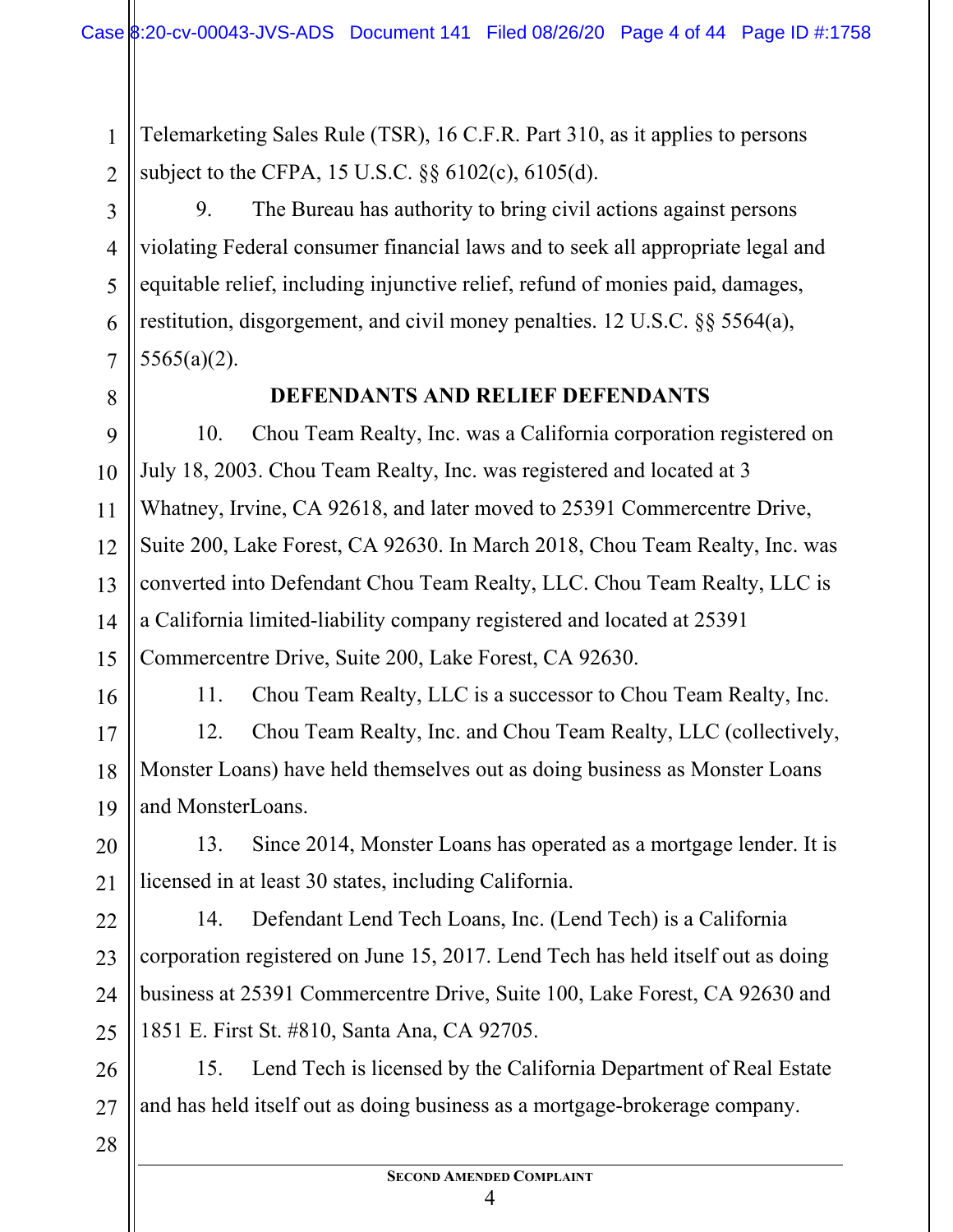Telemarketing Sales Rule (TSR), 16 C.F.R. Part 310, as it applies to persons subject to the CFPA, 15 U.S.C. §§ 6102(c), 6105(d).

9. The Bureau has authority to bring civil actions against persons violating Federal consumer financial laws and to seek all appropriate legal and equitable relief, including injunctive relief, refund of monies paid, damages, restitution, disgorgement, and civil money penalties. 12 U.S.C. §§ 5564(a), 5565(a)(2).

## DEFENDANTS AND RELIEF DEFENDANTS

10. Chou Team Realty, Inc. was a California corporation registered on July 18, 2003. Chou Team Realty, Inc. was registered and located at 3 Whatney, Irvine, CA 92618, and later moved to 25391 Commercentre Drive, Suite 200, Lake Forest, CA 92630. In March 2018, Chou Team Realty, Inc. was converted into Defendant Chou Team Realty, LLC. Chou Team Realty, LLC is a California limited-liability company registered and located at 25391 Commercentre Drive, Suite 200, Lake Forest, CA 92630.

11. Chou Team Realty, LLC is a successor to Chou Team Realty, Inc.

12. Chou Team Realty, Inc. and Chou Team Realty, LLC (collectively, Monster Loans) have held themselves out as doing business as Monster Loans and MonsterLoans.

13. Since 2014, Monster Loans has operated as a mortgage lender. It is licensed in at least 30 states, including California.

14. Defendant Lend Tech Loans, Inc. (Lend Tech) is a California corporation registered on June 15, 2017. Lend Tech has held itself out as doing business at 25391 Commercentre Drive, Suite 100, Lake Forest, CA 92630 and 1851 E. First St. #810, Santa Ana, CA 92705.

15. Lend Tech is licensed by the California Department of Real Estate and has held itself out as doing business as a mortgage-brokerage company.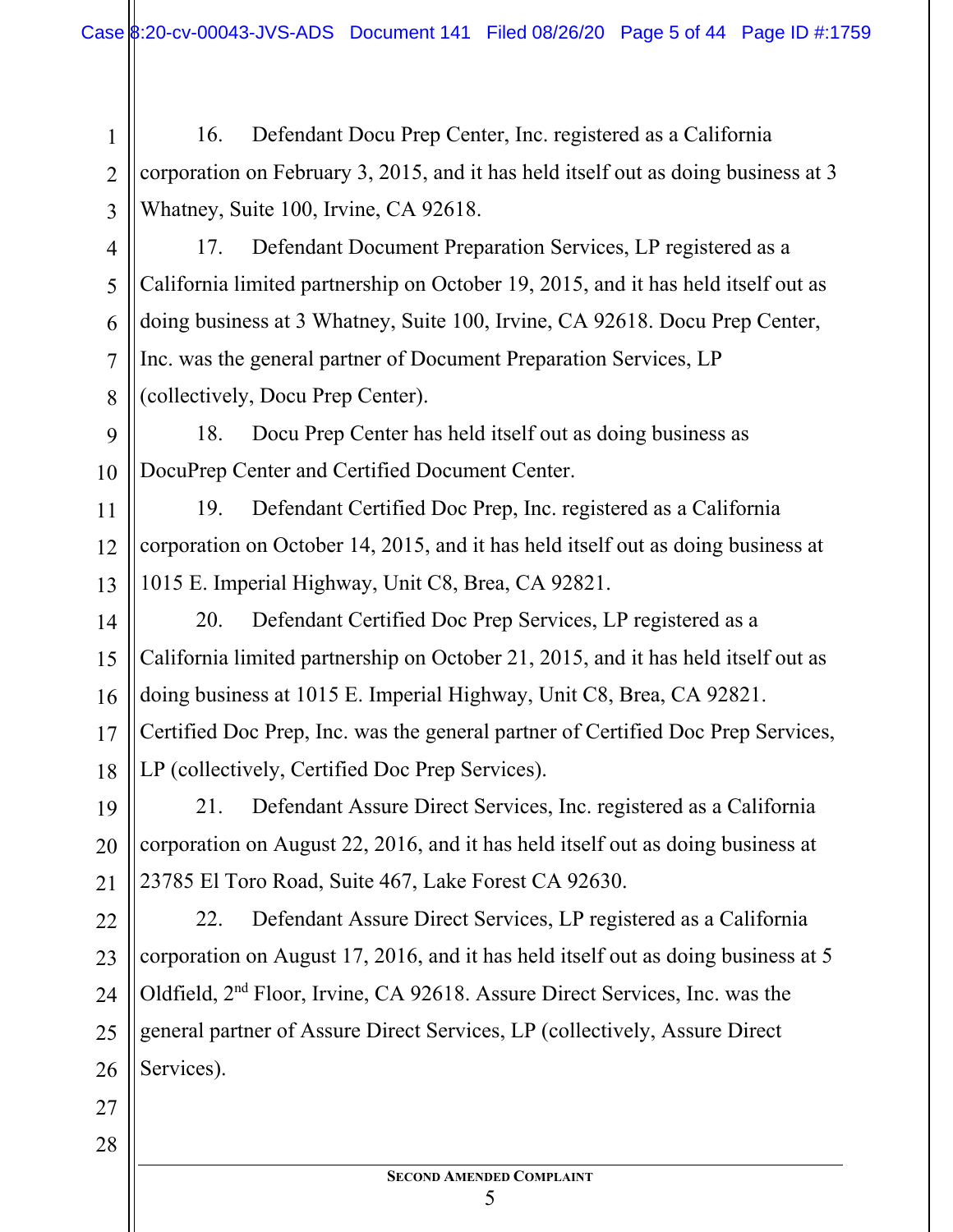16. Defendant Docu Prep Center, Inc. registered as a California corporation on February 3, 2015, and it has held itself out as doing business at 3 Whatney, Suite 100, Irvine, CA 92618.

17. Defendant Document Preparation Services, LP registered as a California limited partnership on October 19, 2015, and it has held itself out as doing business at 3 Whatney, Suite 100, Irvine, CA 92618. Docu Prep Center, Inc. was the general partner of Document Preparation Services, LP (collectively, Docu Prep Center).

18. Docu Prep Center has held itself out as doing business as DocuPrep Center and Certified Document Center.

19. Defendant Certified Doc Prep, Inc. registered as a California corporation on October 14, 2015, and it has held itself out as doing business at 1015 E. Imperial Highway, Unit C8, Brea, CA 92821.

20. Defendant Certified Doc Prep Services, LP registered as a California limited partnership on October 21, 2015, and it has held itself out as doing business at 1015 E. Imperial Highway, Unit C8, Brea, CA 92821. Certified Doc Prep, Inc. was the general partner of Certified Doc Prep Services, LP (collectively, Certified Doc Prep Services).

21. Defendant Assure Direct Services, Inc. registered as a California corporation on August 22, 2016, and it has held itself out as doing business at 23785 El Toro Road, Suite 467, Lake Forest CA 92630.

22. Defendant Assure Direct Services, LP registered as a California corporation on August 17, 2016, and it has held itself out as doing business at 5 Oldfield, 2nd Floor, Irvine, CA 92618. Assure Direct Services, Inc. was the general partner of Assure Direct Services, LP (collectively, Assure Direct Services).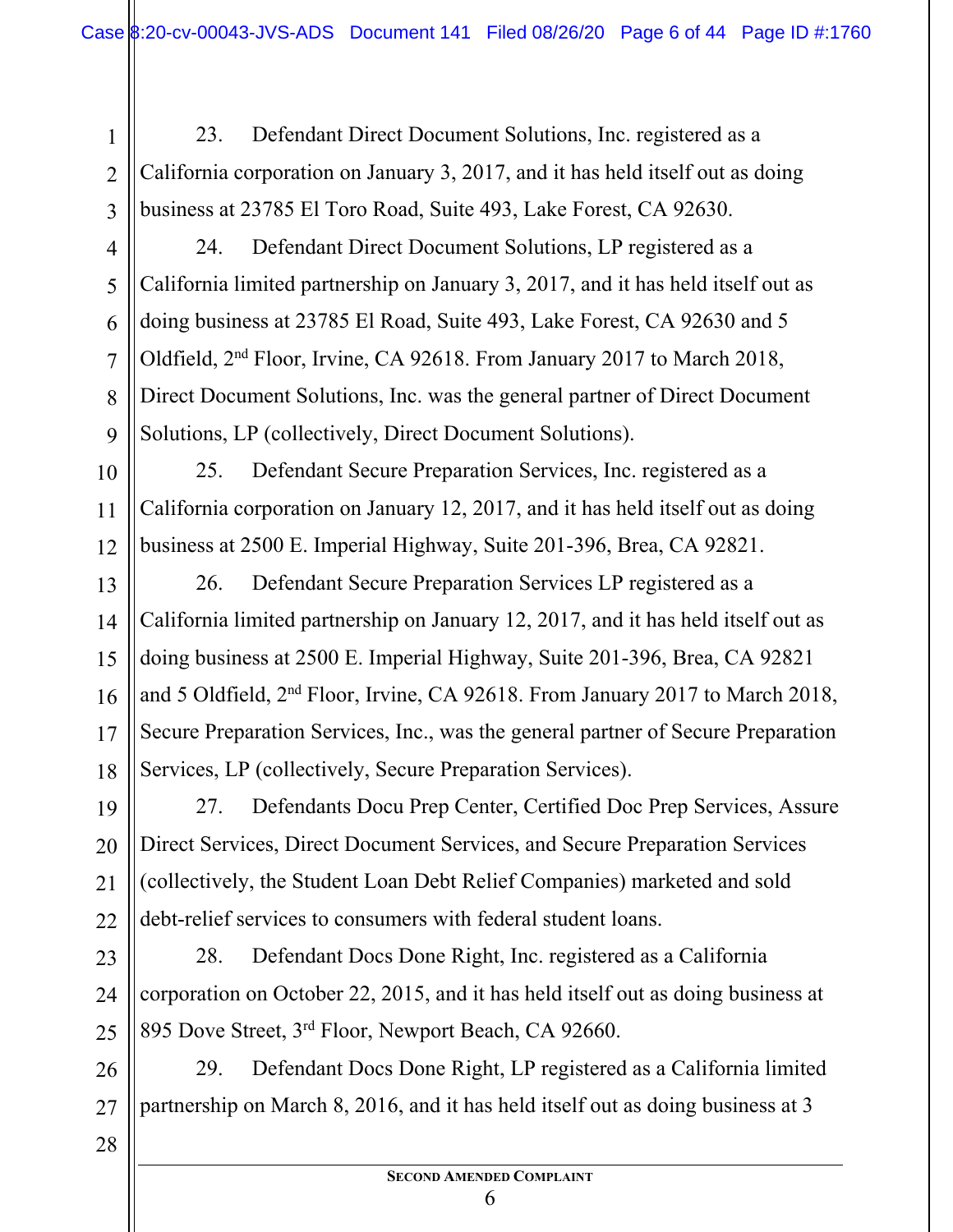23. Defendant Direct Document Solutions, Inc. registered as a California corporation on January 3, 2017, and it has held itself out as doing business at 23785 El Toro Road, Suite 493, Lake Forest, CA 92630.

24. Defendant Direct Document Solutions, LP registered as a California limited partnership on January 3, 2017, and it has held itself out as doing business at 23785 El Road, Suite 493, Lake Forest, CA 92630 and 5 Oldfield, 2nd Floor, Irvine, CA 92618. From January 2017 to March 2018, Direct Document Solutions, Inc. was the general partner of Direct Document Solutions, LP (collectively, Direct Document Solutions).

25. Defendant Secure Preparation Services, Inc. registered as a California corporation on January 12, 2017, and it has held itself out as doing business at 2500 E. Imperial Highway, Suite 201-396, Brea, CA 92821.

26. Defendant Secure Preparation Services LP registered as a California limited partnership on January 12, 2017, and it has held itself out as doing business at 2500 E. Imperial Highway, Suite 201-396, Brea, CA 92821 and 5 Oldfield, 2nd Floor, Irvine, CA 92618. From January 2017 to March 2018, Secure Preparation Services, Inc., was the general partner of Secure Preparation Services, LP (collectively, Secure Preparation Services).

27. Defendants Docu Prep Center, Certified Doc Prep Services, Assure Direct Services, Direct Document Services, and Secure Preparation Services (collectively, the Student Loan Debt Relief Companies) marketed and sold debt-relief services to consumers with federal student loans.

28. Defendant Docs Done Right, Inc. registered as a California corporation on October 22, 2015, and it has held itself out as doing business at 895 Dove Street, 3rd Floor, Newport Beach, CA 92660.

29. Defendant Docs Done Right, LP registered as a California limited partnership on March 8, 2016, and it has held itself out as doing business at 3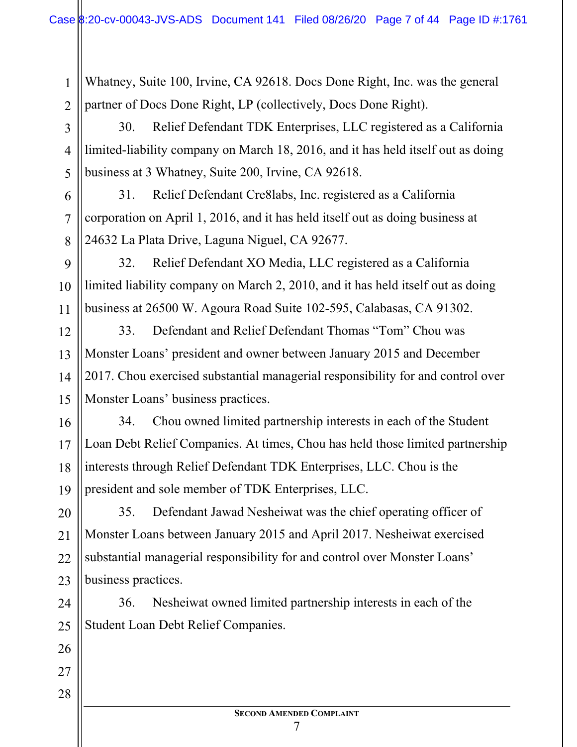Whatney, Suite 100, Irvine, CA 92618. Docs Done Right, Inc. was the general partner of Docs Done Right, LP (collectively, Docs Done Right).

30. Relief Defendant TDK Enterprises, LLC registered as a California limited-liability company on March 18, 2016, and it has held itself out as doing business at 3 Whatney, Suite 200, Irvine, CA 92618.

31. Relief Defendant Cre8labs, Inc. registered as a California corporation on April 1, 2016, and it has held itself out as doing business at 24632 La Plata Drive, Laguna Niguel, CA 92677.

32. Relief Defendant XO Media, LLC registered as a California limited liability company on March 2, 2010, and it has held itself out as doing business at 26500 W. Agoura Road Suite 102-595, Calabasas, CA 91302.

33. Defendant and Relief Defendant Thomas "Tom" Chou was Monster Loans' president and owner between January 2015 and December 2017. Chou exercised substantial managerial responsibility for and control over Monster Loans' business practices.

34. Chou owned limited partnership interests in each of the Student Loan Debt Relief Companies. At times, Chou has held those limited partnership interests through Relief Defendant TDK Enterprises, LLC. Chou is the president and sole member of TDK Enterprises, LLC.

35. Defendant Jawad Nesheiwat was the chief operating officer of Monster Loans between January 2015 and April 2017. Nesheiwat exercised substantial managerial responsibility for and control over Monster Loans' business practices.

36. Nesheiwat owned limited partnership interests in each of the Student Loan Debt Relief Companies.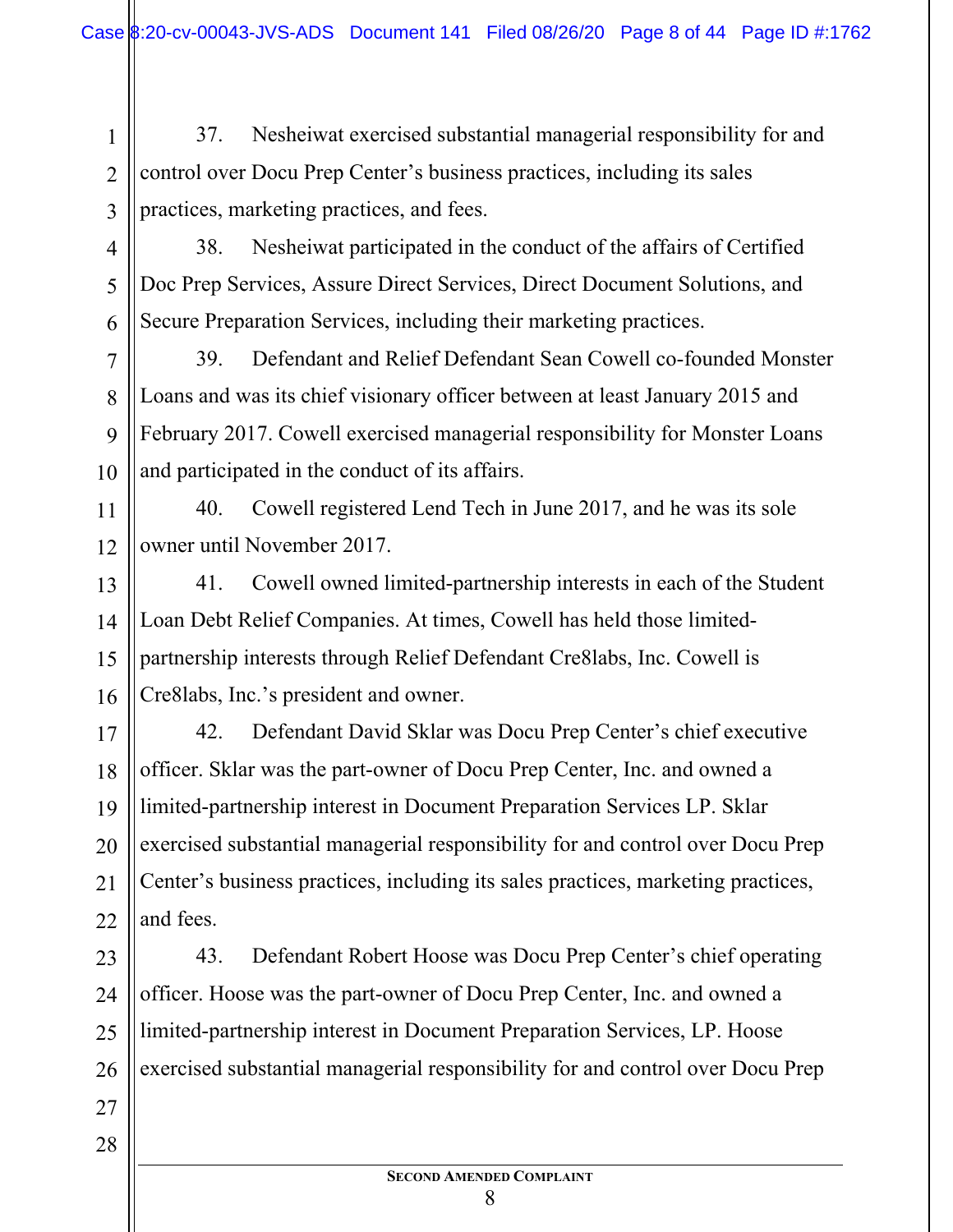37. Nesheiwat exercised substantial managerial responsibility for and control over Docu Prep Center's business practices, including its sales practices, marketing practices, and fees.

38. Nesheiwat participated in the conduct of the affairs of Certified Doc Prep Services, Assure Direct Services, Direct Document Solutions, and Secure Preparation Services, including their marketing practices.

39. Defendant and Relief Defendant Sean Cowell co-founded Monster Loans and was its chief visionary officer between at least January 2015 and February 2017. Cowell exercised managerial responsibility for Monster Loans and participated in the conduct of its affairs.

40. Cowell registered Lend Tech in June 2017, and he was its sole owner until November 2017.

41. Cowell owned limited-partnership interests in each of the Student Loan Debt Relief Companies. At times, Cowell has held those limited-partnership interests through Relief Defendant Cre8labs, Inc. Cowell is Cre8labs, Inc.'s president and owner.

42. Defendant David Sklar was Docu Prep Center's chief executive officer. Sklar was the part-owner of Docu Prep Center, Inc. and owned a limited-partnership interest in Document Preparation Services LP. Sklar exercised substantial managerial responsibility for and control over Docu Prep Center's business practices, including its sales practices, marketing practices, and fees.

43. Defendant Robert Hoose was Docu Prep Center's chief operating officer. Hoose was the part-owner of Docu Prep Center, Inc. and owned a limited-partnership interest in Document Preparation Services, LP. Hoose exercised substantial managerial responsibility for and control over Docu Prep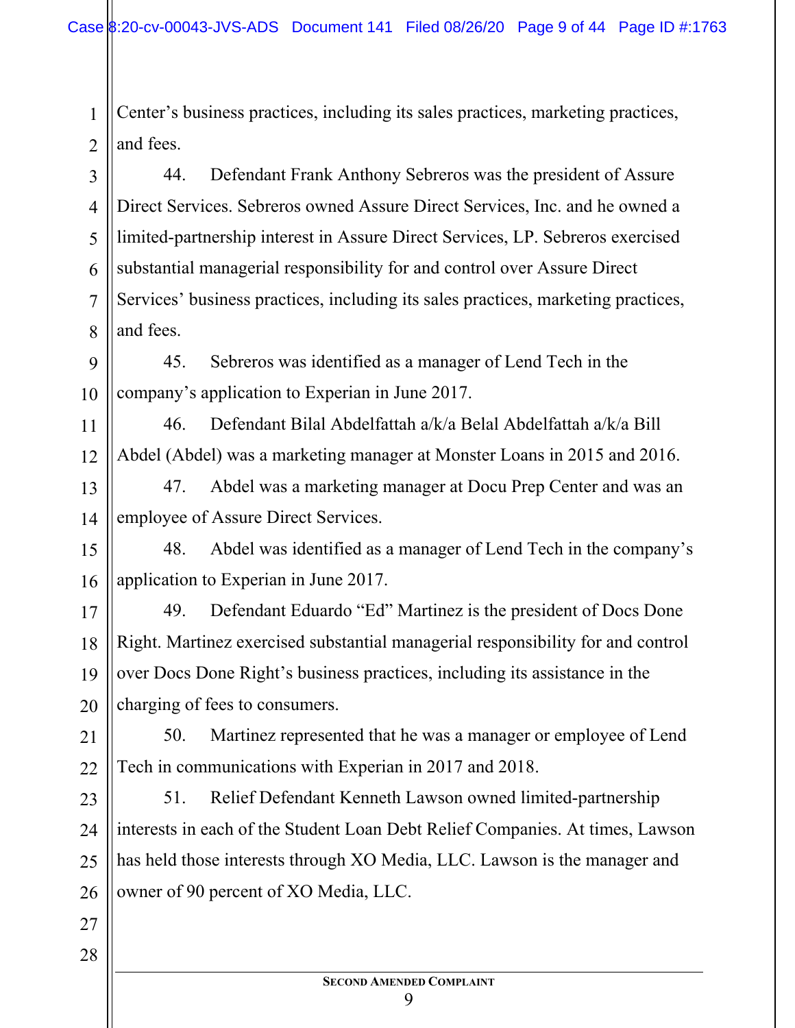Center's business practices, including its sales practices, marketing practices, and fees.

44. Defendant Frank Anthony Sebreros was the president of Assure Direct Services. Sebreros owned Assure Direct Services, Inc. and he owned a limited-partnership interest in Assure Direct Services, LP. Sebreros exercised substantial managerial responsibility for and control over Assure Direct Services' business practices, including its sales practices, marketing practices, and fees.

45. Sebreros was identified as a manager of Lend Tech in the company's application to Experian in June 2017.

46. Defendant Bilal Abdelfattah a/k/a Belal Abdelfattah a/k/a Bill Abdel (Abdel) was a marketing manager at Monster Loans in 2015 and 2016.

47. Abdel was a marketing manager at Docu Prep Center and was an employee of Assure Direct Services.

48. Abdel was identified as a manager of Lend Tech in the company's application to Experian in June 2017.

49. Defendant Eduardo "Ed" Martinez is the president of Docs Done Right. Martinez exercised substantial managerial responsibility for and control over Docs Done Right's business practices, including its assistance in the charging of fees to consumers.

50. Martinez represented that he was a manager or employee of Lend Tech in communications with Experian in 2017 and 2018.

51. Relief Defendant Kenneth Lawson owned limited-partnership interests in each of the Student Loan Debt Relief Companies. At times, Lawson has held those interests through XO Media, LLC. Lawson is the manager and owner of 90 percent of XO Media, LLC.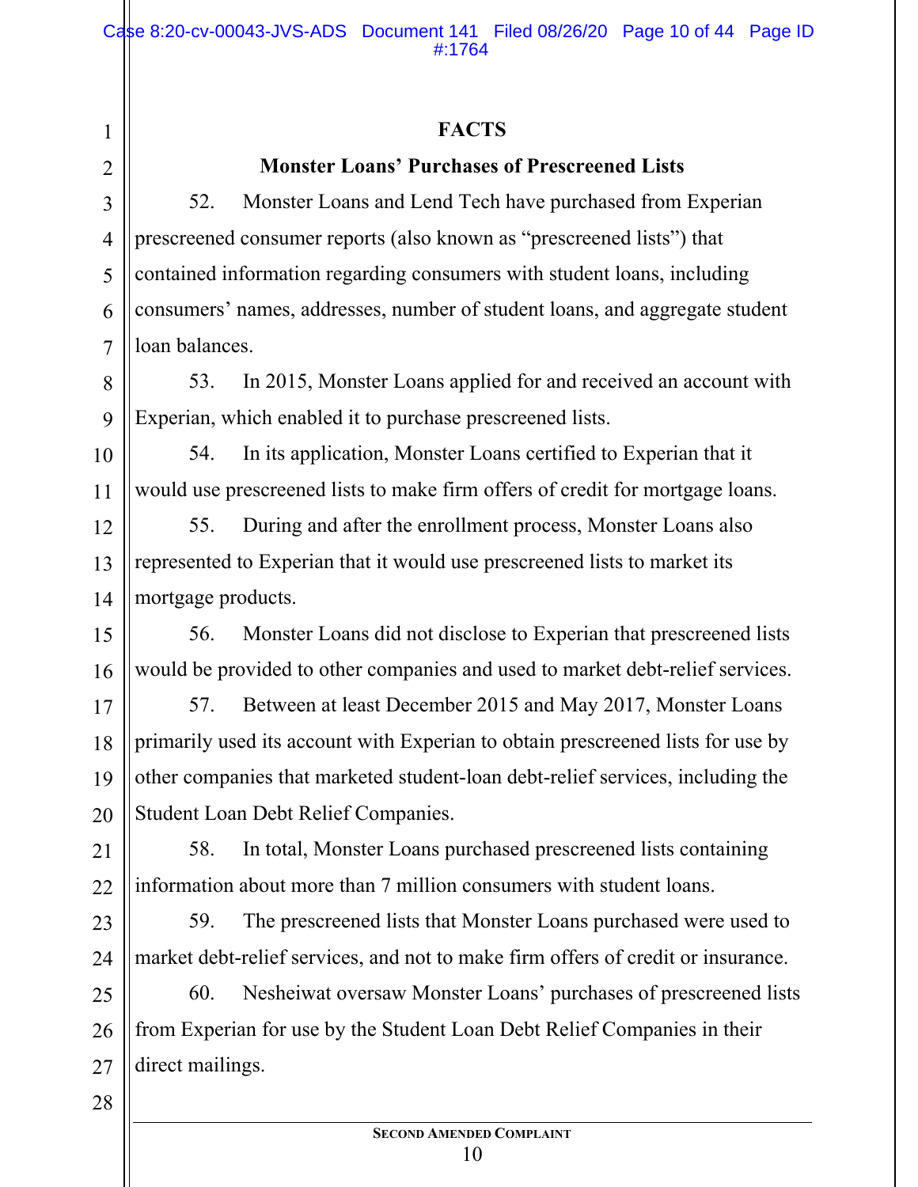## FACTS

### Monster Loans' Purchases of Prescreened Lists

52. Monster Loans and Lend Tech have purchased from Experian prescreened consumer reports (also known as "prescreened lists") that contained information regarding consumers with student loans, including consumers' names, addresses, number of student loans, and aggregate student loan balances.

53. In 2015, Monster Loans applied for and received an account with Experian, which enabled it to purchase prescreened lists.

54. In its application, Monster Loans certified to Experian that it would use prescreened lists to make firm offers of credit for mortgage loans.

55. During and after the enrollment process, Monster Loans also represented to Experian that it would use prescreened lists to market its mortgage products.

56. Monster Loans did not disclose to Experian that prescreened lists would be provided to other companies and used to market debt-relief services.

57. Between at least December 2015 and May 2017, Monster Loans primarily used its account with Experian to obtain prescreened lists for use by other companies that marketed student-loan debt-relief services, including the Student Loan Debt Relief Companies.

58. In total, Monster Loans purchased prescreened lists containing information about more than 7 million consumers with student loans.

59. The prescreened lists that Monster Loans purchased were used to market debt-relief services, and not to make firm offers of credit or insurance.

60. Nesheiwat oversaw Monster Loans' purchases of prescreened lists from Experian for use by the Student Loan Debt Relief Companies in their direct mailings.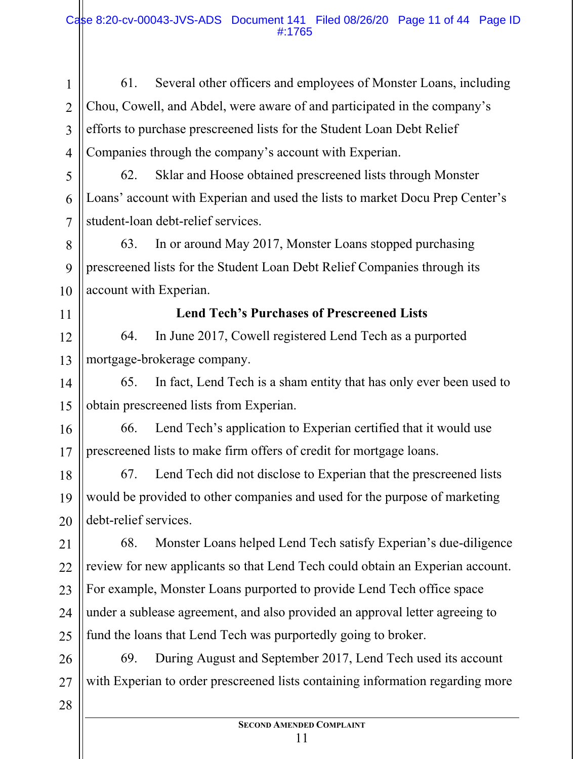61. Several other officers and employees of Monster Loans, including Chou, Cowell, and Abdel, were aware of and participated in the company's efforts to purchase prescreened lists for the Student Loan Debt Relief Companies through the company's account with Experian.

62. Sklar and Hoose obtained prescreened lists through Monster Loans' account with Experian and used the lists to market Docu Prep Center's student-loan debt-relief services.

63. In or around May 2017, Monster Loans stopped purchasing prescreened lists for the Student Loan Debt Relief Companies through its account with Experian.

**Lend Tech's Purchases of Prescreened Lists**

64. In June 2017, Cowell registered Lend Tech as a purported mortgage-brokerage company.

65. In fact, Lend Tech is a sham entity that has only ever been used to obtain prescreened lists from Experian.

66. Lend Tech's application to Experian certified that it would use prescreened lists to make firm offers of credit for mortgage loans.

67. Lend Tech did not disclose to Experian that the prescreened lists would be provided to other companies and used for the purpose of marketing debt-relief services.

68. Monster Loans helped Lend Tech satisfy Experian's due-diligence review for new applicants so that Lend Tech could obtain an Experian account. For example, Monster Loans purported to provide Lend Tech office space under a sublease agreement, and also provided an approval letter agreeing to fund the loans that Lend Tech was purportedly going to broker.

69. During August and September 2017, Lend Tech used its account with Experian to order prescreened lists containing information regarding more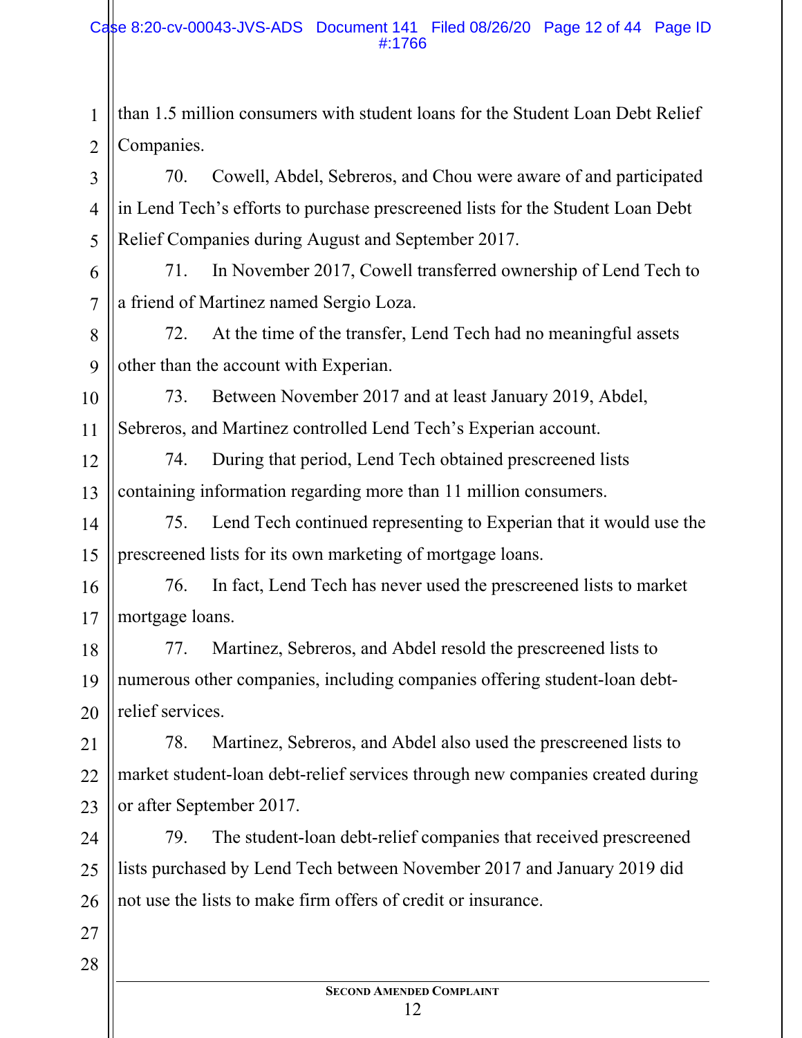than 1.5 million consumers with student loans for the Student Loan Debt Relief Companies.

70. Cowell, Abdel, Sebreros, and Chou were aware of and participated in Lend Tech's efforts to purchase prescreened lists for the Student Loan Debt Relief Companies during August and September 2017.

71. In November 2017, Cowell transferred ownership of Lend Tech to a friend of Martinez named Sergio Loza.

72. At the time of the transfer, Lend Tech had no meaningful assets other than the account with Experian.

73. Between November 2017 and at least January 2019, Abdel, Sebreros, and Martinez controlled Lend Tech's Experian account.

74. During that period, Lend Tech obtained prescreened lists containing information regarding more than 11 million consumers.

75. Lend Tech continued representing to Experian that it would use the prescreened lists for its own marketing of mortgage loans.

76. In fact, Lend Tech has never used the prescreened lists to market mortgage loans.

77. Martinez, Sebreros, and Abdel resold the prescreened lists to numerous other companies, including companies offering student-loan debt-relief services.

78. Martinez, Sebreros, and Abdel also used the prescreened lists to market student-loan debt-relief services through new companies created during or after September 2017.

79. The student-loan debt-relief companies that received prescreened lists purchased by Lend Tech between November 2017 and January 2019 did not use the lists to make firm offers of credit or insurance.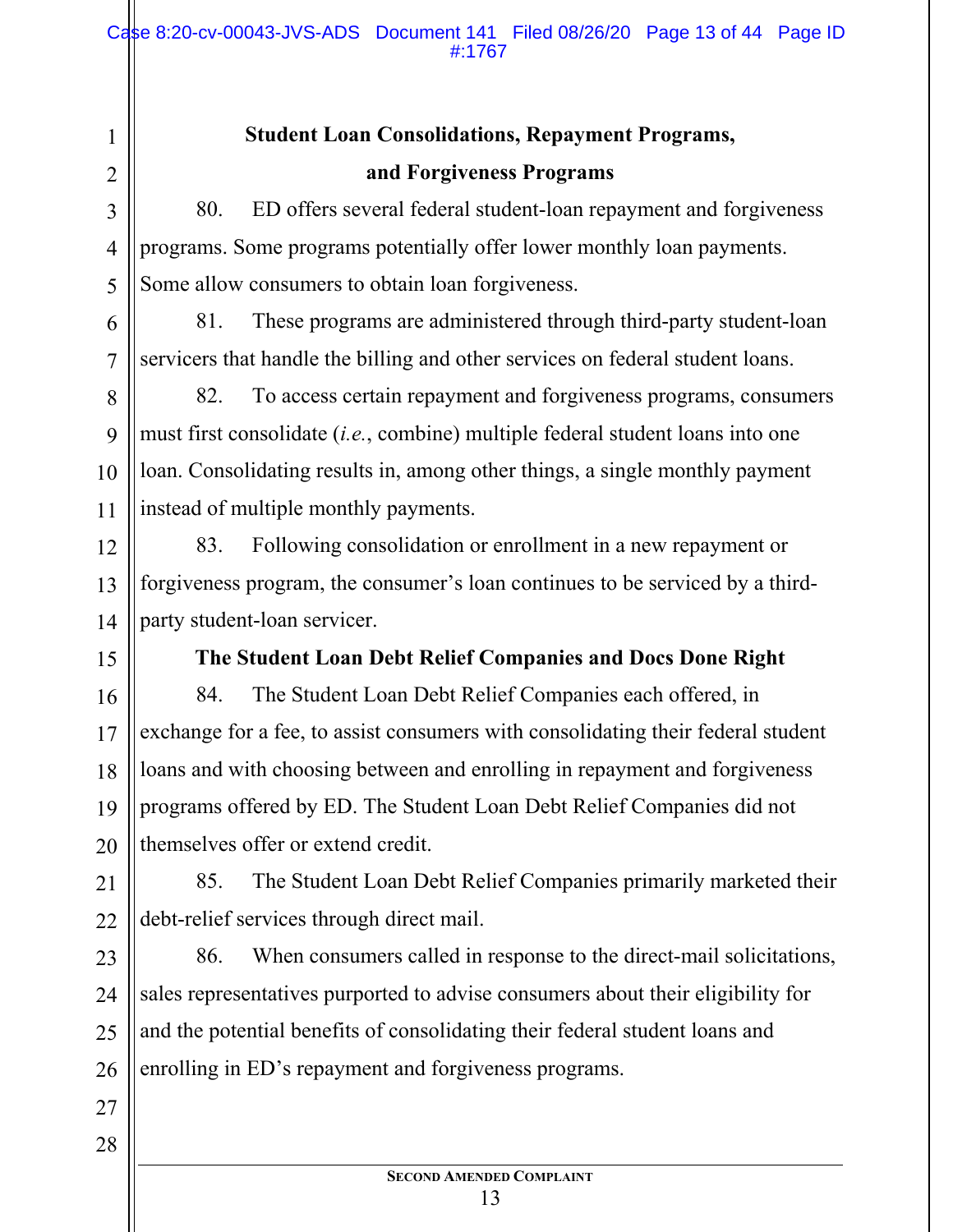## Student Loan Consolidations, Repayment Programs, and Forgiveness Programs

80. ED offers several federal student-loan repayment and forgiveness programs. Some programs potentially offer lower monthly loan payments. Some allow consumers to obtain loan forgiveness.

81. These programs are administered through third-party student-loan servicers that handle the billing and other services on federal student loans.

82. To access certain repayment and forgiveness programs, consumers must first consolidate (*i.e.*, combine) multiple federal student loans into one loan. Consolidating results in, among other things, a single monthly payment instead of multiple monthly payments.

83. Following consolidation or enrollment in a new repayment or forgiveness program, the consumer's loan continues to be serviced by a third-party student-loan servicer.

## The Student Loan Debt Relief Companies and Docs Done Right

84. The Student Loan Debt Relief Companies each offered, in exchange for a fee, to assist consumers with consolidating their federal student loans and with choosing between and enrolling in repayment and forgiveness programs offered by ED. The Student Loan Debt Relief Companies did not themselves offer or extend credit.

85. The Student Loan Debt Relief Companies primarily marketed their debt-relief services through direct mail.

86. When consumers called in response to the direct-mail solicitations, sales representatives purported to advise consumers about their eligibility for and the potential benefits of consolidating their federal student loans and enrolling in ED's repayment and forgiveness programs.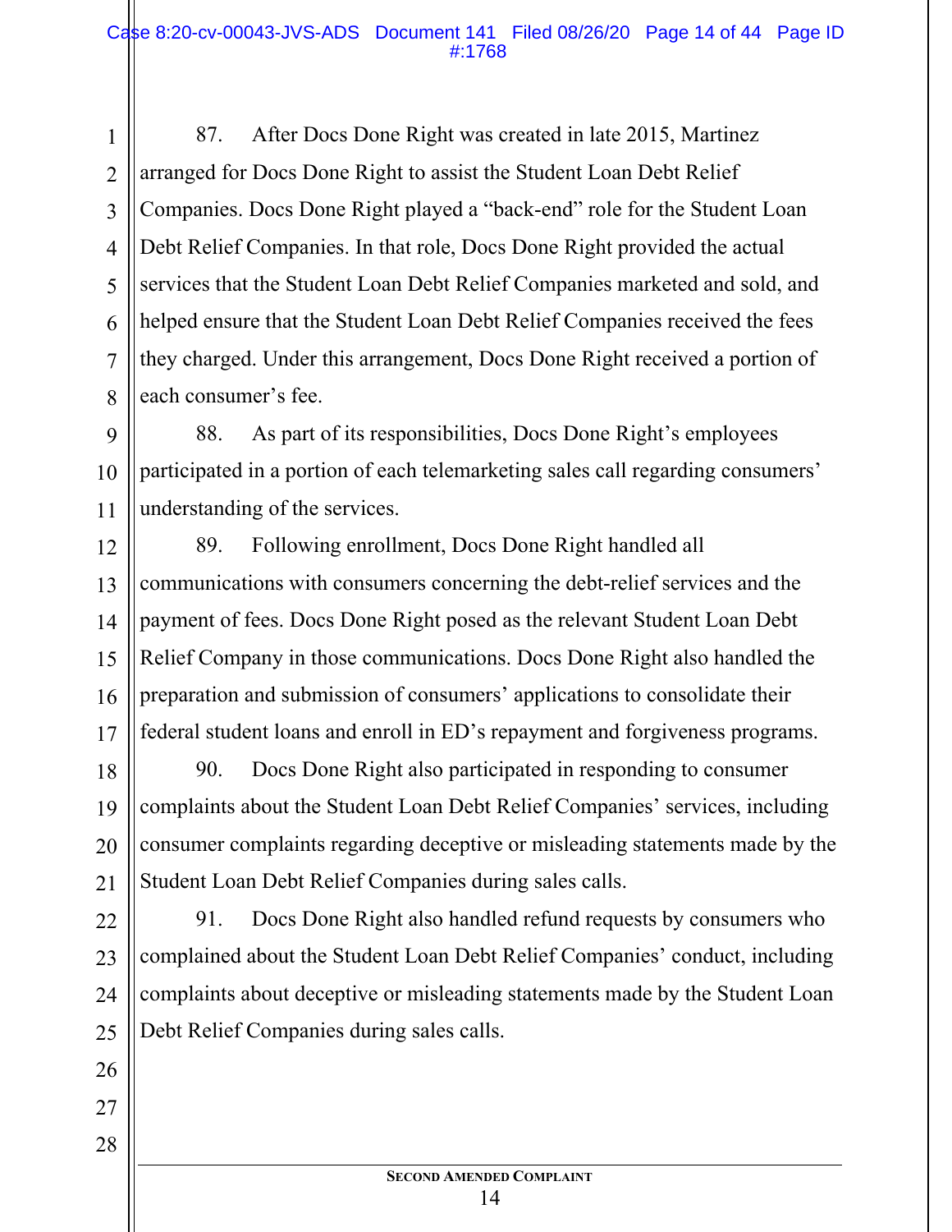87. After Docs Done Right was created in late 2015, Martinez arranged for Docs Done Right to assist the Student Loan Debt Relief Companies. Docs Done Right played a "back-end" role for the Student Loan Debt Relief Companies. In that role, Docs Done Right provided the actual services that the Student Loan Debt Relief Companies marketed and sold, and helped ensure that the Student Loan Debt Relief Companies received the fees they charged. Under this arrangement, Docs Done Right received a portion of each consumer's fee.

88. As part of its responsibilities, Docs Done Right's employees participated in a portion of each telemarketing sales call regarding consumers' understanding of the services.

89. Following enrollment, Docs Done Right handled all communications with consumers concerning the debt-relief services and the payment of fees. Docs Done Right posed as the relevant Student Loan Debt Relief Company in those communications. Docs Done Right also handled the preparation and submission of consumers' applications to consolidate their federal student loans and enroll in ED's repayment and forgiveness programs.

90. Docs Done Right also participated in responding to consumer complaints about the Student Loan Debt Relief Companies' services, including consumer complaints regarding deceptive or misleading statements made by the Student Loan Debt Relief Companies during sales calls.

91. Docs Done Right also handled refund requests by consumers who complained about the Student Loan Debt Relief Companies' conduct, including complaints about deceptive or misleading statements made by the Student Loan Debt Relief Companies during sales calls.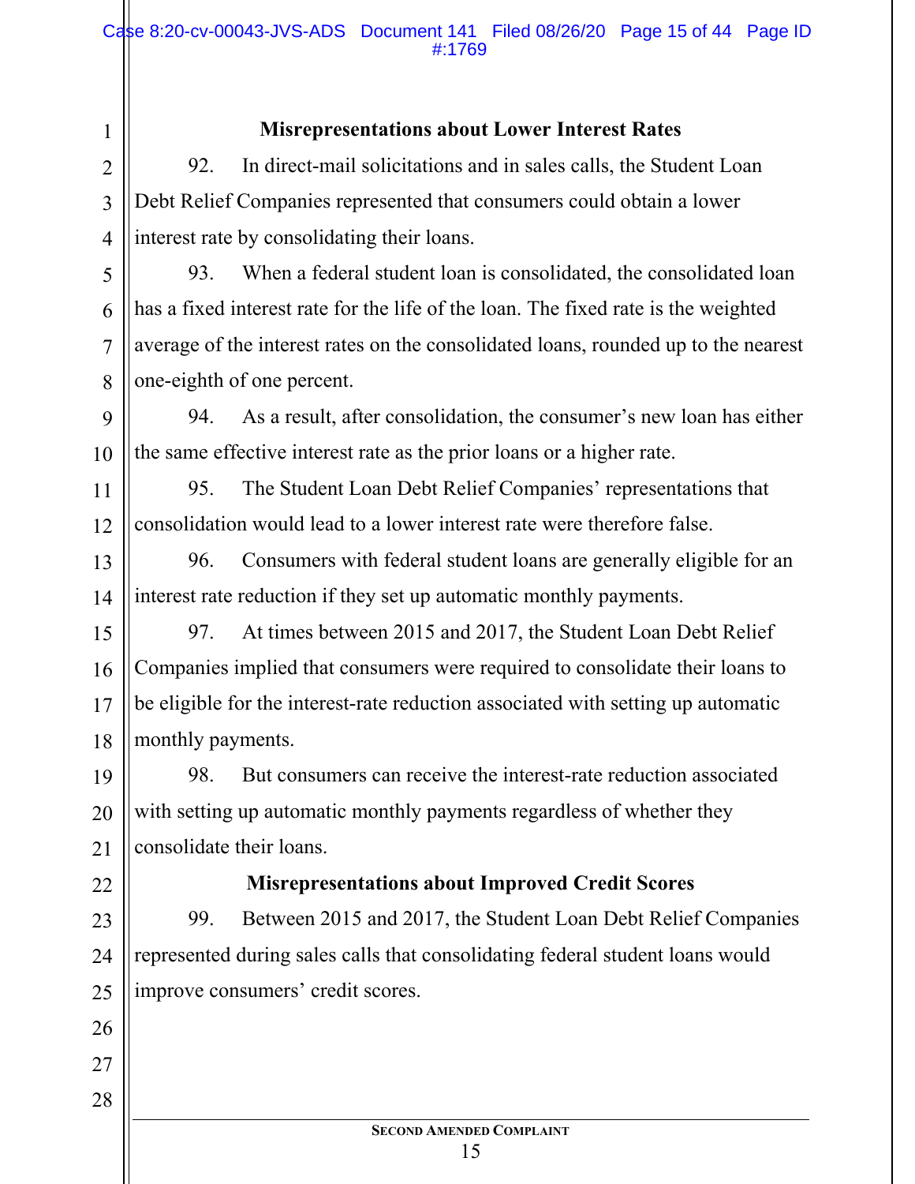### Misrepresentations about Lower Interest Rates

92. In direct-mail solicitations and in sales calls, the Student Loan Debt Relief Companies represented that consumers could obtain a lower interest rate by consolidating their loans.

93. When a federal student loan is consolidated, the consolidated loan has a fixed interest rate for the life of the loan. The fixed rate is the weighted average of the interest rates on the consolidated loans, rounded up to the nearest one-eighth of one percent.

94. As a result, after consolidation, the consumer's new loan has either the same effective interest rate as the prior loans or a higher rate.

95. The Student Loan Debt Relief Companies' representations that consolidation would lead to a lower interest rate were therefore false.

96. Consumers with federal student loans are generally eligible for an interest rate reduction if they set up automatic monthly payments.

97. At times between 2015 and 2017, the Student Loan Debt Relief Companies implied that consumers were required to consolidate their loans to be eligible for the interest-rate reduction associated with setting up automatic monthly payments.

98. But consumers can receive the interest-rate reduction associated with setting up automatic monthly payments regardless of whether they consolidate their loans.

### Misrepresentations about Improved Credit Scores

99. Between 2015 and 2017, the Student Loan Debt Relief Companies represented during sales calls that consolidating federal student loans would improve consumers' credit scores.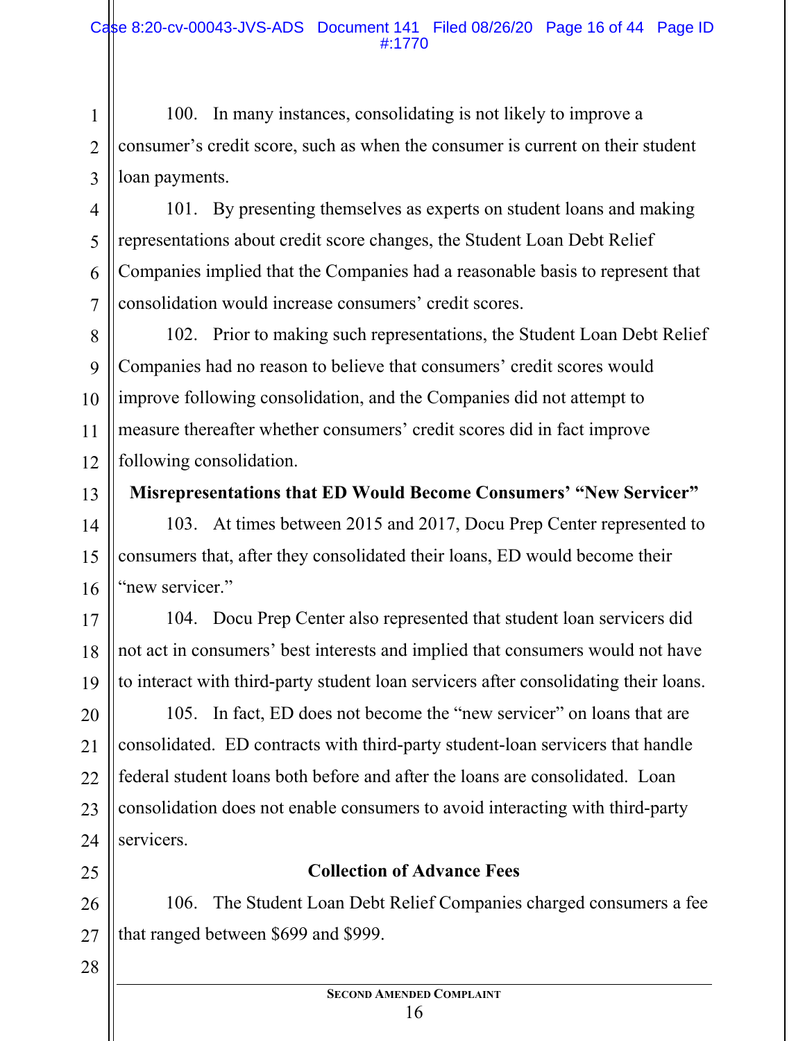100. In many instances, consolidating is not likely to improve a consumer's credit score, such as when the consumer is current on their student loan payments.

101. By presenting themselves as experts on student loans and making representations about credit score changes, the Student Loan Debt Relief Companies implied that the Companies had a reasonable basis to represent that consolidation would increase consumers' credit scores.

102. Prior to making such representations, the Student Loan Debt Relief Companies had no reason to believe that consumers' credit scores would improve following consolidation, and the Companies did not attempt to measure thereafter whether consumers' credit scores did in fact improve following consolidation.

**Misrepresentations that ED Would Become Consumers' "New Servicer"**

103. At times between 2015 and 2017, Docu Prep Center represented to consumers that, after they consolidated their loans, ED would become their "new servicer."

104. Docu Prep Center also represented that student loan servicers did not act in consumers' best interests and implied that consumers would not have to interact with third-party student loan servicers after consolidating their loans.

105. In fact, ED does not become the "new servicer" on loans that are consolidated. ED contracts with third-party student-loan servicers that handle federal student loans both before and after the loans are consolidated. Loan consolidation does not enable consumers to avoid interacting with third-party servicers.

**Collection of Advance Fees**

106. The Student Loan Debt Relief Companies charged consumers a fee that ranged between $699 and $999.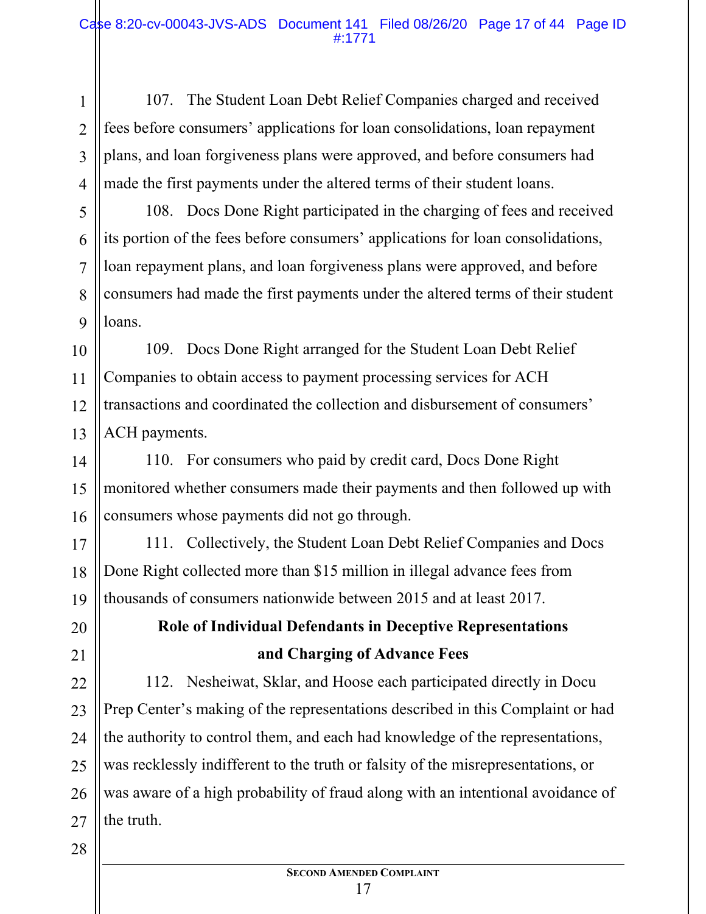107. The Student Loan Debt Relief Companies charged and received fees before consumers' applications for loan consolidations, loan repayment plans, and loan forgiveness plans were approved, and before consumers had made the first payments under the altered terms of their student loans.

108. Docs Done Right participated in the charging of fees and received its portion of the fees before consumers' applications for loan consolidations, loan repayment plans, and loan forgiveness plans were approved, and before consumers had made the first payments under the altered terms of their student loans.

109. Docs Done Right arranged for the Student Loan Debt Relief Companies to obtain access to payment processing services for ACH transactions and coordinated the collection and disbursement of consumers' ACH payments.

110. For consumers who paid by credit card, Docs Done Right monitored whether consumers made their payments and then followed up with consumers whose payments did not go through.

111. Collectively, the Student Loan Debt Relief Companies and Docs Done Right collected more than $15 million in illegal advance fees from thousands of consumers nationwide between 2015 and at least 2017.

**Role of Individual Defendants in Deceptive Representations and Charging of Advance Fees**

112. Nesheiwat, Sklar, and Hoose each participated directly in Docu Prep Center's making of the representations described in this Complaint or had the authority to control them, and each had knowledge of the representations, was recklessly indifferent to the truth or falsity of the misrepresentations, or was aware of a high probability of fraud along with an intentional avoidance of the truth.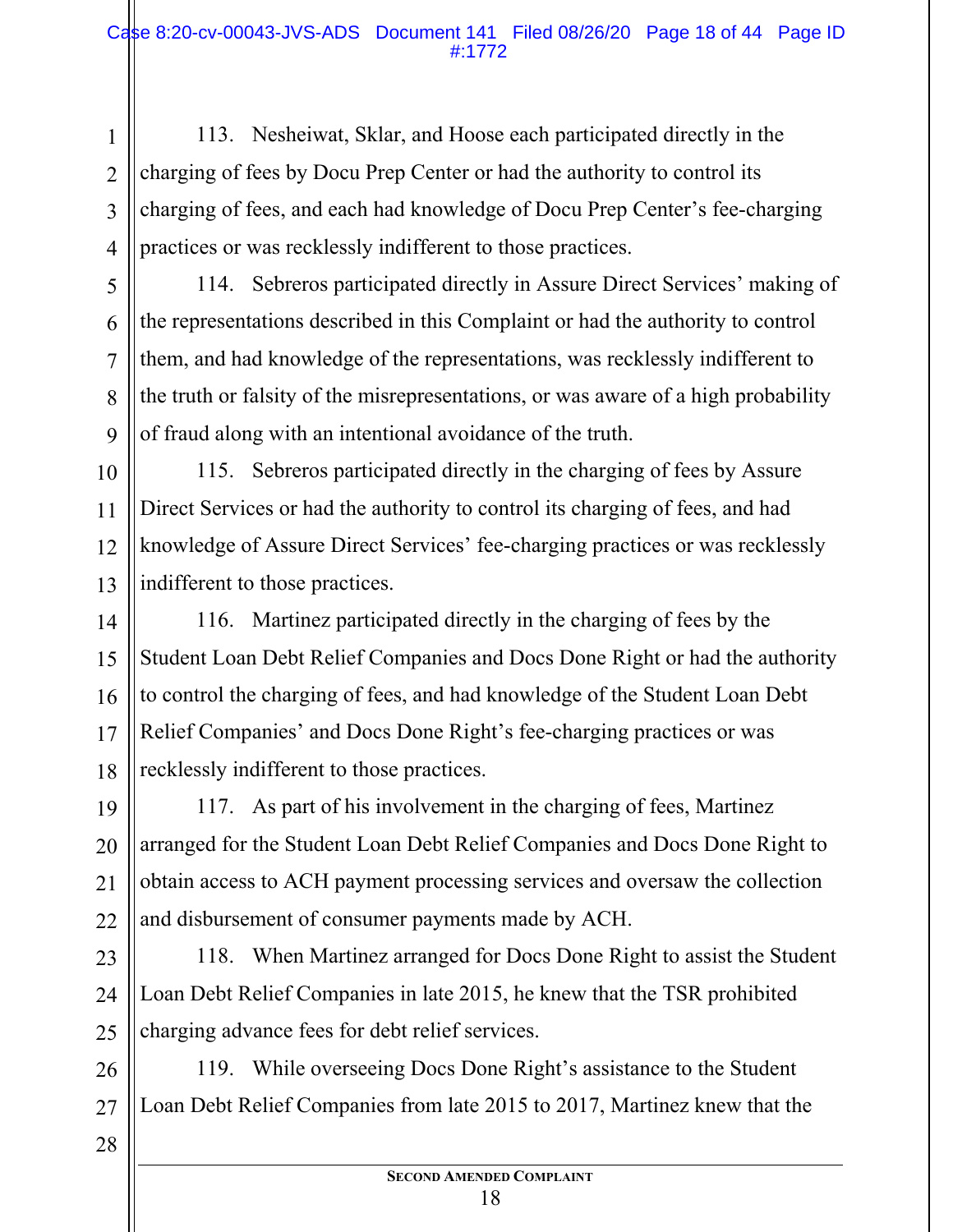113. Nesheiwat, Sklar, and Hoose each participated directly in the charging of fees by Docu Prep Center or had the authority to control its charging of fees, and each had knowledge of Docu Prep Center's fee-charging practices or was recklessly indifferent to those practices.

114. Sebreros participated directly in Assure Direct Services' making of the representations described in this Complaint or had the authority to control them, and had knowledge of the representations, was recklessly indifferent to the truth or falsity of the misrepresentations, or was aware of a high probability of fraud along with an intentional avoidance of the truth.

115. Sebreros participated directly in the charging of fees by Assure Direct Services or had the authority to control its charging of fees, and had knowledge of Assure Direct Services' fee-charging practices or was recklessly indifferent to those practices.

116. Martinez participated directly in the charging of fees by the Student Loan Debt Relief Companies and Docs Done Right or had the authority to control the charging of fees, and had knowledge of the Student Loan Debt Relief Companies' and Docs Done Right's fee-charging practices or was recklessly indifferent to those practices.

117. As part of his involvement in the charging of fees, Martinez arranged for the Student Loan Debt Relief Companies and Docs Done Right to obtain access to ACH payment processing services and oversaw the collection and disbursement of consumer payments made by ACH.

118. When Martinez arranged for Docs Done Right to assist the Student Loan Debt Relief Companies in late 2015, he knew that the TSR prohibited charging advance fees for debt relief services.

119. While overseeing Docs Done Right's assistance to the Student Loan Debt Relief Companies from late 2015 to 2017, Martinez knew that the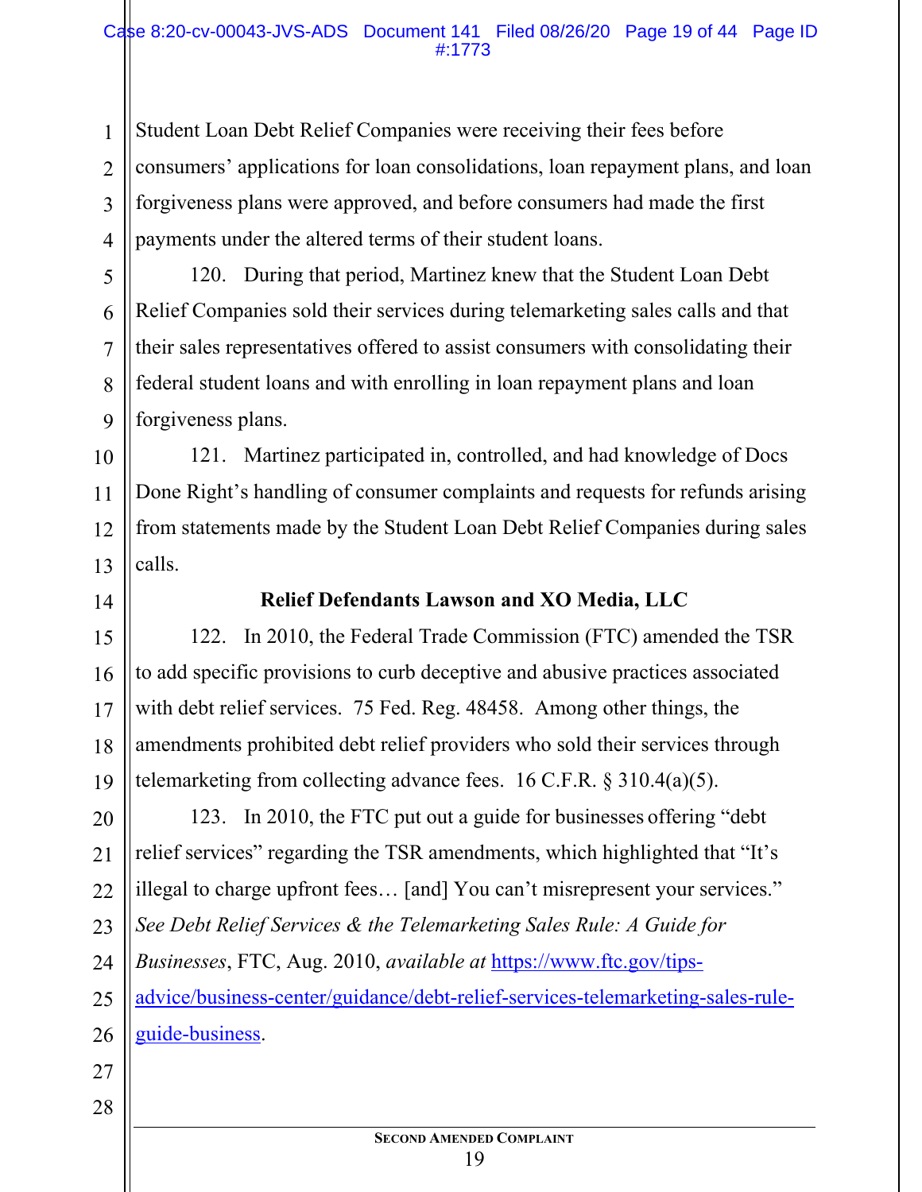Student Loan Debt Relief Companies were receiving their fees before consumers' applications for loan consolidations, loan repayment plans, and loan forgiveness plans were approved, and before consumers had made the first payments under the altered terms of their student loans.

120. During that period, Martinez knew that the Student Loan Debt Relief Companies sold their services during telemarketing sales calls and that their sales representatives offered to assist consumers with consolidating their federal student loans and with enrolling in loan repayment plans and loan forgiveness plans.

121. Martinez participated in, controlled, and had knowledge of Docs Done Right's handling of consumer complaints and requests for refunds arising from statements made by the Student Loan Debt Relief Companies during sales calls.

**Relief Defendants Lawson and XO Media, LLC**

122. In 2010, the Federal Trade Commission (FTC) amended the TSR to add specific provisions to curb deceptive and abusive practices associated with debt relief services. 75 Fed. Reg. 48458. Among other things, the amendments prohibited debt relief providers who sold their services through telemarketing from collecting advance fees. 16 C.F.R. § 310.4(a)(5).

123. In 2010, the FTC put out a guide for businesses offering "debt relief services" regarding the TSR amendments, which highlighted that "It's illegal to charge upfront fees… [and] You can't misrepresent your services." *See Debt Relief Services & the Telemarketing Sales Rule: A Guide for Businesses*, FTC, Aug. 2010, *available at* https://www.ftc.gov/tips-advice/business-center/guidance/debt-relief-services-telemarketing-sales-rule-guide-business.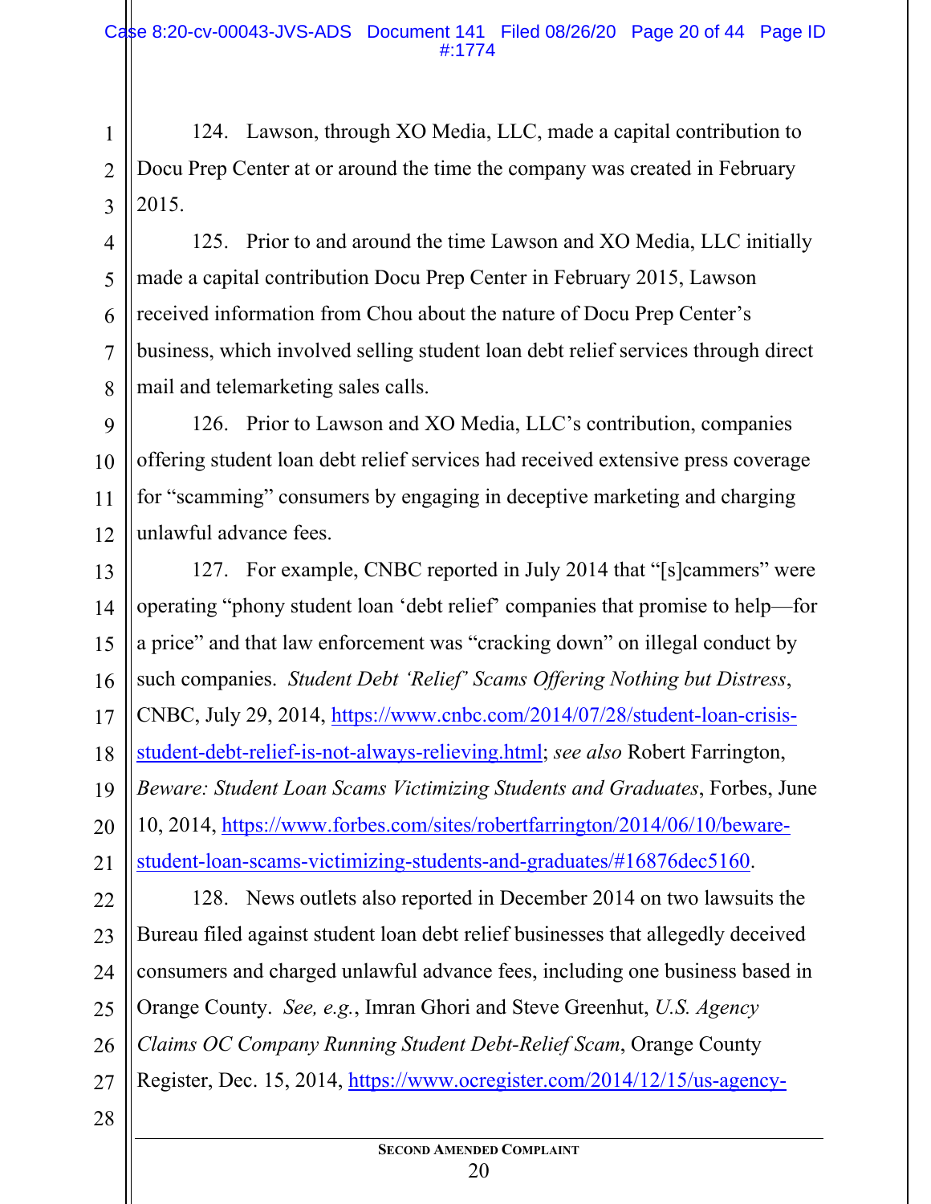124. Lawson, through XO Media, LLC, made a capital contribution to Docu Prep Center at or around the time the company was created in February 2015.

125. Prior to and around the time Lawson and XO Media, LLC initially made a capital contribution Docu Prep Center in February 2015, Lawson received information from Chou about the nature of Docu Prep Center's business, which involved selling student loan debt relief services through direct mail and telemarketing sales calls.

126. Prior to Lawson and XO Media, LLC's contribution, companies offering student loan debt relief services had received extensive press coverage for "scamming" consumers by engaging in deceptive marketing and charging unlawful advance fees.

127. For example, CNBC reported in July 2014 that "[s]cammers" were operating "phony student loan 'debt relief' companies that promise to help—for a price" and that law enforcement was "cracking down" on illegal conduct by such companies. *Student Debt 'Relief' Scams Offering Nothing but Distress*, CNBC, July 29, 2014, https://www.cnbc.com/2014/07/28/student-loan-crisis-student-debt-relief-is-not-always-relieving.html; *see also* Robert Farrington, *Beware: Student Loan Scams Victimizing Students and Graduates*, Forbes, June 10, 2014, https://www.forbes.com/sites/robertfarrington/2014/06/10/beware-student-loan-scams-victimizing-students-and-graduates/#16876dec5160.

128. News outlets also reported in December 2014 on two lawsuits the Bureau filed against student loan debt relief businesses that allegedly deceived consumers and charged unlawful advance fees, including one business based in Orange County. *See, e.g.*, Imran Ghori and Steve Greenhut, *U.S. Agency Claims OC Company Running Student Debt-Relief Scam*, Orange County Register, Dec. 15, 2014, https://www.ocregister.com/2014/12/15/us-agency-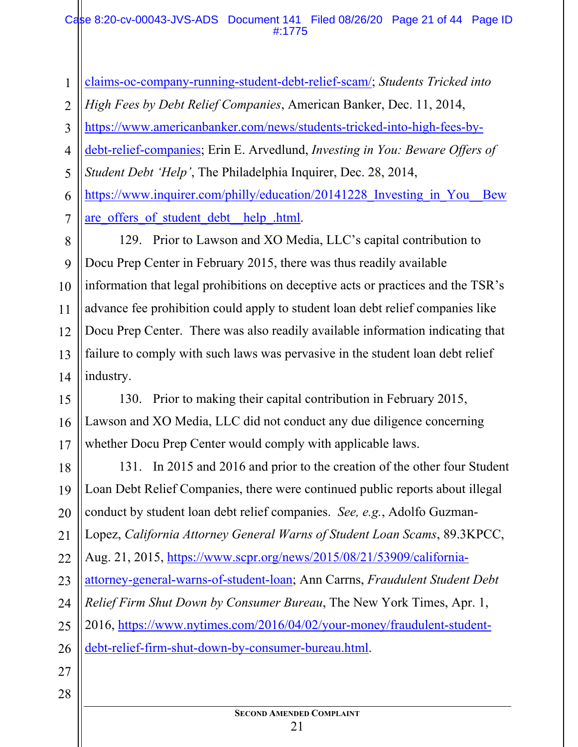claims-oc-company-running-student-debt-relief-scam/; *Students Tricked into High Fees by Debt Relief Companies*, American Banker, Dec. 11, 2014, https://www.americanbanker.com/news/students-tricked-into-high-fees-by-debt-relief-companies; Erin E. Arvedlund, *Investing in You: Beware Offers of Student Debt 'Help'*, The Philadelphia Inquirer, Dec. 28, 2014, https://www.inquirer.com/philly/education/20141228_Investing_in_You__Beware_offers_of_student_debt__help_.html.

129. Prior to Lawson and XO Media, LLC's capital contribution to Docu Prep Center in February 2015, there was thus readily available information that legal prohibitions on deceptive acts or practices and the TSR's advance fee prohibition could apply to student loan debt relief companies like Docu Prep Center. There was also readily available information indicating that failure to comply with such laws was pervasive in the student loan debt relief industry.

130. Prior to making their capital contribution in February 2015, Lawson and XO Media, LLC did not conduct any due diligence concerning whether Docu Prep Center would comply with applicable laws.

131. In 2015 and 2016 and prior to the creation of the other four Student Loan Debt Relief Companies, there were continued public reports about illegal conduct by student loan debt relief companies. *See, e.g.*, Adolfo Guzman-Lopez, *California Attorney General Warns of Student Loan Scams*, 89.3KPCC, Aug. 21, 2015, https://www.scpr.org/news/2015/08/21/53909/california-attorney-general-warns-of-student-loan; Ann Carrns, *Fraudulent Student Debt Relief Firm Shut Down by Consumer Bureau*, The New York Times, Apr. 1, 2016, https://www.nytimes.com/2016/04/02/your-money/fraudulent-student-debt-relief-firm-shut-down-by-consumer-bureau.html.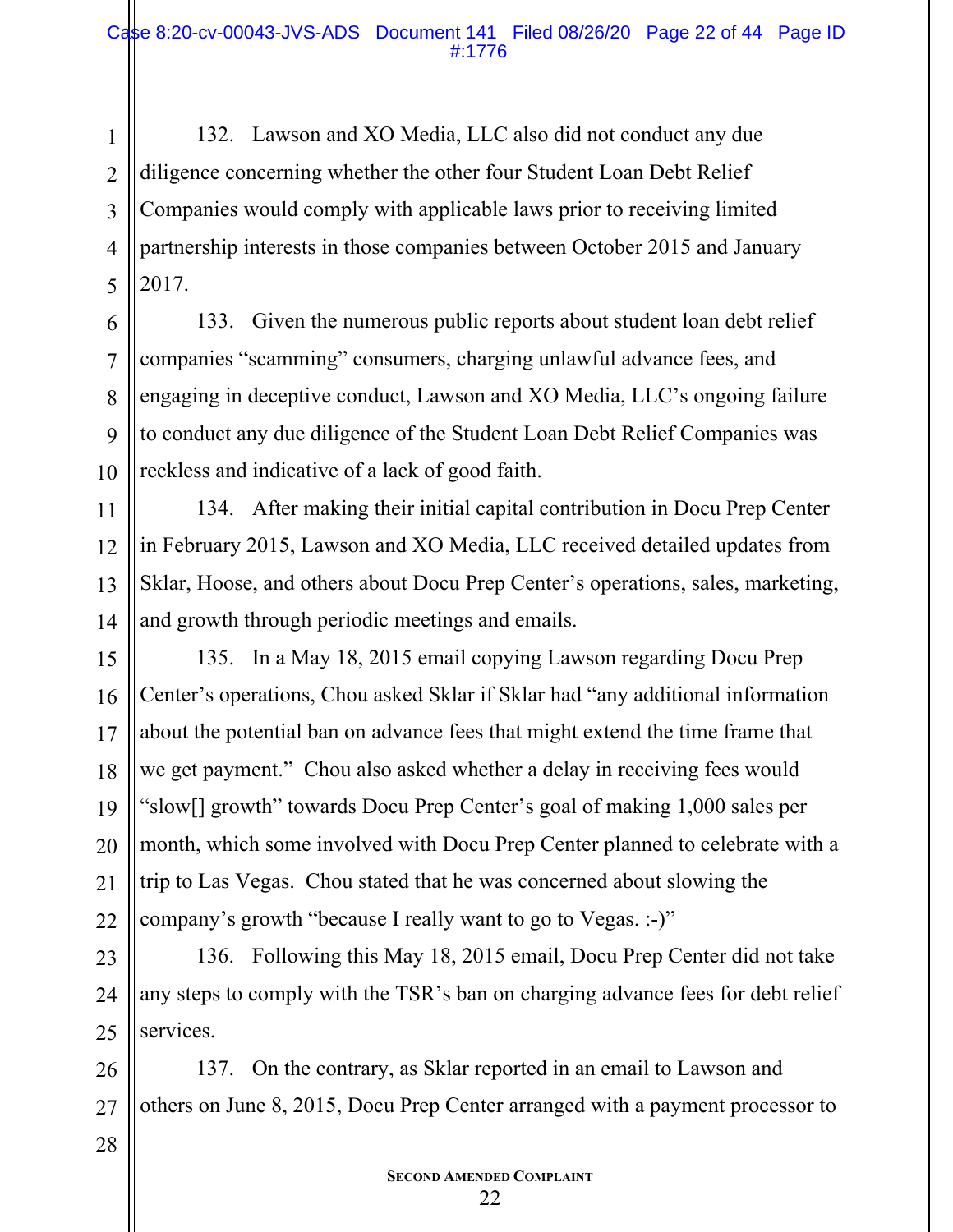132. Lawson and XO Media, LLC also did not conduct any due diligence concerning whether the other four Student Loan Debt Relief Companies would comply with applicable laws prior to receiving limited partnership interests in those companies between October 2015 and January 2017.

133. Given the numerous public reports about student loan debt relief companies "scamming" consumers, charging unlawful advance fees, and engaging in deceptive conduct, Lawson and XO Media, LLC's ongoing failure to conduct any due diligence of the Student Loan Debt Relief Companies was reckless and indicative of a lack of good faith.

134. After making their initial capital contribution in Docu Prep Center in February 2015, Lawson and XO Media, LLC received detailed updates from Sklar, Hoose, and others about Docu Prep Center's operations, sales, marketing, and growth through periodic meetings and emails.

135. In a May 18, 2015 email copying Lawson regarding Docu Prep Center's operations, Chou asked Sklar if Sklar had "any additional information about the potential ban on advance fees that might extend the time frame that we get payment." Chou also asked whether a delay in receiving fees would "slow[] growth" towards Docu Prep Center's goal of making 1,000 sales per month, which some involved with Docu Prep Center planned to celebrate with a trip to Las Vegas. Chou stated that he was concerned about slowing the company's growth "because I really want to go to Vegas. :-)"

136. Following this May 18, 2015 email, Docu Prep Center did not take any steps to comply with the TSR's ban on charging advance fees for debt relief services.

137. On the contrary, as Sklar reported in an email to Lawson and others on June 8, 2015, Docu Prep Center arranged with a payment processor to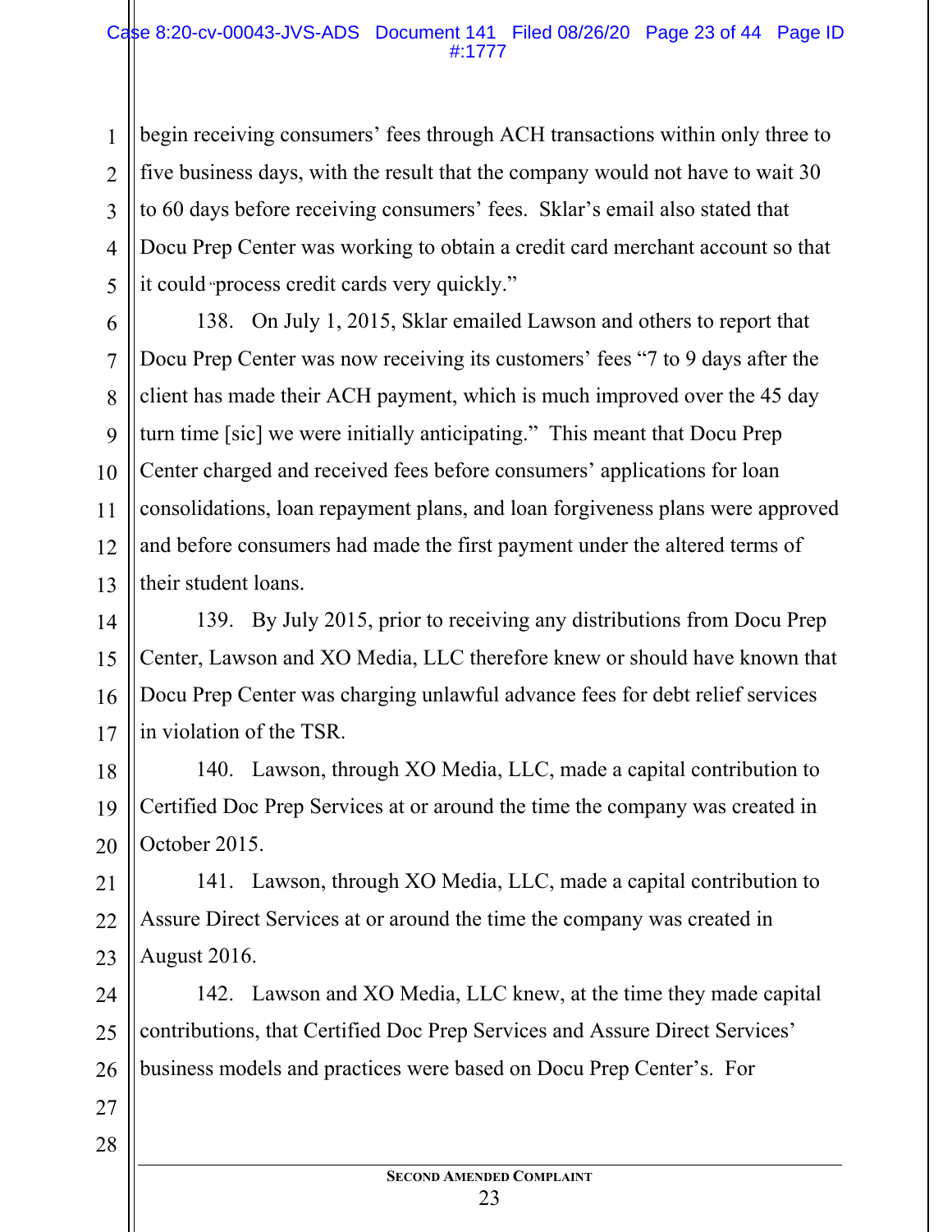begin receiving consumers' fees through ACH transactions within only three to five business days, with the result that the company would not have to wait 30 to 60 days before receiving consumers' fees. Sklar's email also stated that Docu Prep Center was working to obtain a credit card merchant account so that it could "process credit cards very quickly."

138. On July 1, 2015, Sklar emailed Lawson and others to report that Docu Prep Center was now receiving its customers' fees "7 to 9 days after the client has made their ACH payment, which is much improved over the 45 day turn time [sic] we were initially anticipating." This meant that Docu Prep Center charged and received fees before consumers' applications for loan consolidations, loan repayment plans, and loan forgiveness plans were approved and before consumers had made the first payment under the altered terms of their student loans.

139. By July 2015, prior to receiving any distributions from Docu Prep Center, Lawson and XO Media, LLC therefore knew or should have known that Docu Prep Center was charging unlawful advance fees for debt relief services in violation of the TSR.

140. Lawson, through XO Media, LLC, made a capital contribution to Certified Doc Prep Services at or around the time the company was created in October 2015.

141. Lawson, through XO Media, LLC, made a capital contribution to Assure Direct Services at or around the time the company was created in August 2016.

142. Lawson and XO Media, LLC knew, at the time they made capital contributions, that Certified Doc Prep Services and Assure Direct Services' business models and practices were based on Docu Prep Center's. For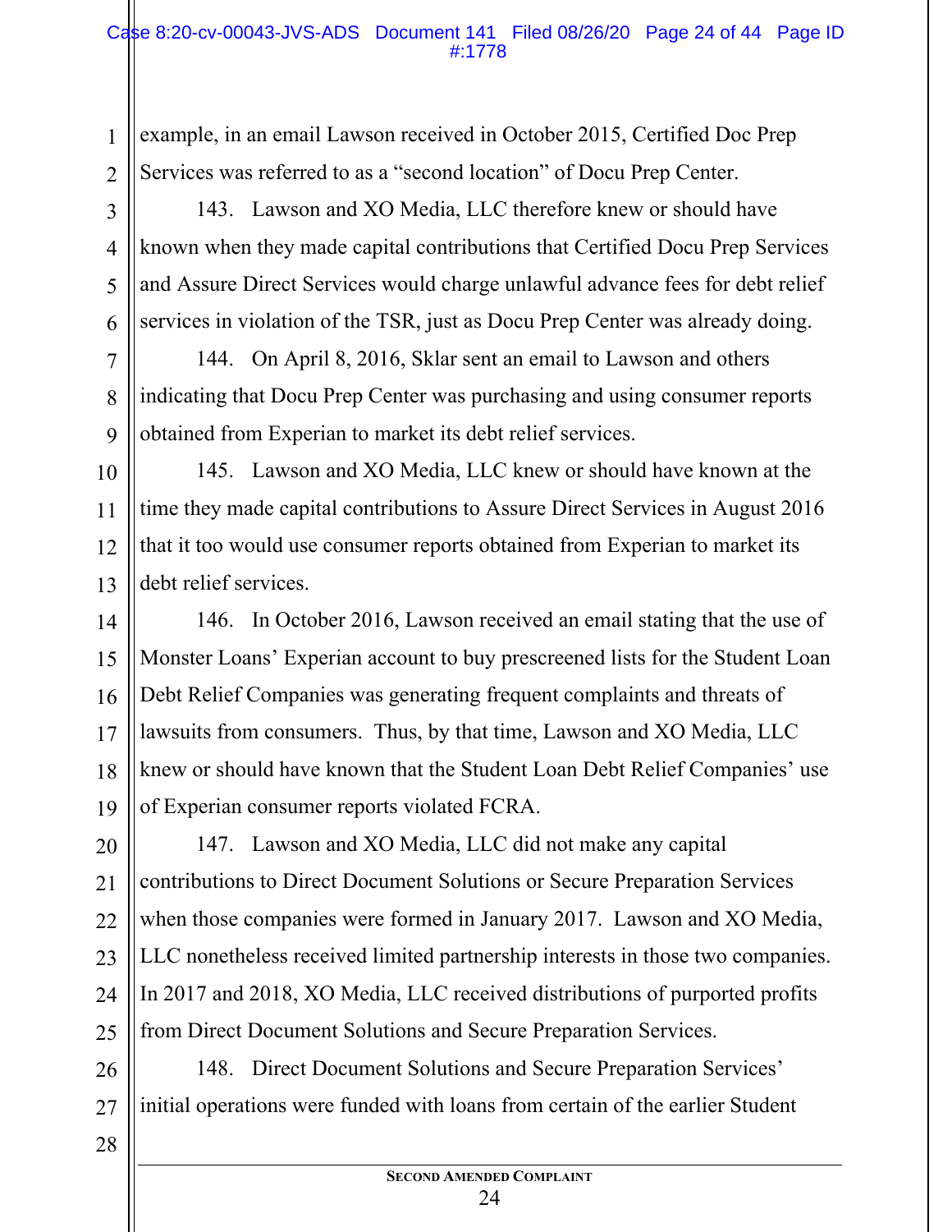example, in an email Lawson received in October 2015, Certified Doc Prep Services was referred to as a "second location" of Docu Prep Center.

143. Lawson and XO Media, LLC therefore knew or should have known when they made capital contributions that Certified Docu Prep Services and Assure Direct Services would charge unlawful advance fees for debt relief services in violation of the TSR, just as Docu Prep Center was already doing.

144. On April 8, 2016, Sklar sent an email to Lawson and others indicating that Docu Prep Center was purchasing and using consumer reports obtained from Experian to market its debt relief services.

145. Lawson and XO Media, LLC knew or should have known at the time they made capital contributions to Assure Direct Services in August 2016 that it too would use consumer reports obtained from Experian to market its debt relief services.

146. In October 2016, Lawson received an email stating that the use of Monster Loans' Experian account to buy prescreened lists for the Student Loan Debt Relief Companies was generating frequent complaints and threats of lawsuits from consumers. Thus, by that time, Lawson and XO Media, LLC knew or should have known that the Student Loan Debt Relief Companies' use of Experian consumer reports violated FCRA.

147. Lawson and XO Media, LLC did not make any capital contributions to Direct Document Solutions or Secure Preparation Services when those companies were formed in January 2017. Lawson and XO Media, LLC nonetheless received limited partnership interests in those two companies. In 2017 and 2018, XO Media, LLC received distributions of purported profits from Direct Document Solutions and Secure Preparation Services.

148. Direct Document Solutions and Secure Preparation Services' initial operations were funded with loans from certain of the earlier Student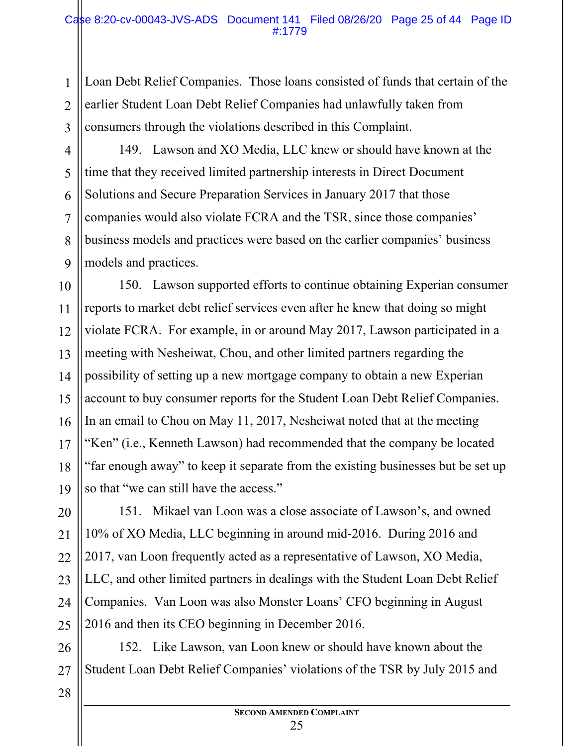Loan Debt Relief Companies. Those loans consisted of funds that certain of the earlier Student Loan Debt Relief Companies had unlawfully taken from consumers through the violations described in this Complaint.

149. Lawson and XO Media, LLC knew or should have known at the time that they received limited partnership interests in Direct Document Solutions and Secure Preparation Services in January 2017 that those companies would also violate FCRA and the TSR, since those companies' business models and practices were based on the earlier companies' business models and practices.

150. Lawson supported efforts to continue obtaining Experian consumer reports to market debt relief services even after he knew that doing so might violate FCRA. For example, in or around May 2017, Lawson participated in a meeting with Nesheiwat, Chou, and other limited partners regarding the possibility of setting up a new mortgage company to obtain a new Experian account to buy consumer reports for the Student Loan Debt Relief Companies. In an email to Chou on May 11, 2017, Nesheiwat noted that at the meeting "Ken" (i.e., Kenneth Lawson) had recommended that the company be located "far enough away" to keep it separate from the existing businesses but be set up so that "we can still have the access."

151. Mikael van Loon was a close associate of Lawson's, and owned 10% of XO Media, LLC beginning in around mid-2016. During 2016 and 2017, van Loon frequently acted as a representative of Lawson, XO Media, LLC, and other limited partners in dealings with the Student Loan Debt Relief Companies. Van Loon was also Monster Loans' CFO beginning in August 2016 and then its CEO beginning in December 2016.

152. Like Lawson, van Loon knew or should have known about the Student Loan Debt Relief Companies' violations of the TSR by July 2015 and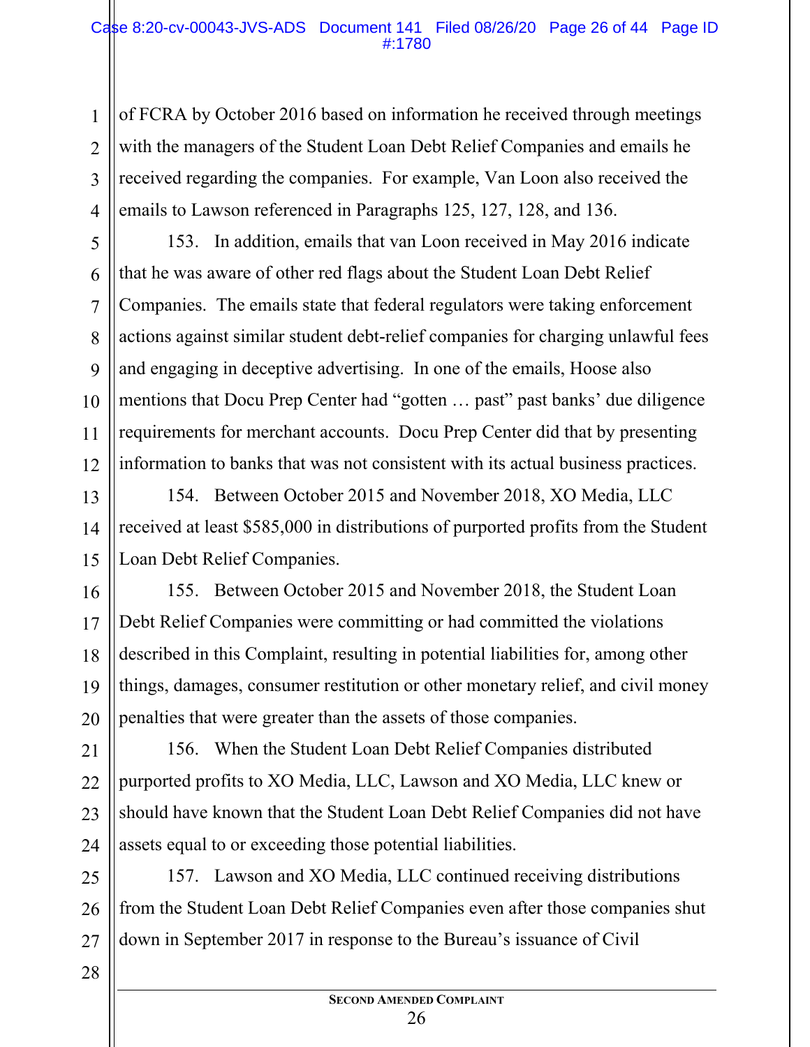of FCRA by October 2016 based on information he received through meetings with the managers of the Student Loan Debt Relief Companies and emails he received regarding the companies. For example, Van Loon also received the emails to Lawson referenced in Paragraphs 125, 127, 128, and 136.

153. In addition, emails that van Loon received in May 2016 indicate that he was aware of other red flags about the Student Loan Debt Relief Companies. The emails state that federal regulators were taking enforcement actions against similar student debt-relief companies for charging unlawful fees and engaging in deceptive advertising. In one of the emails, Hoose also mentions that Docu Prep Center had "gotten … past" past banks' due diligence requirements for merchant accounts. Docu Prep Center did that by presenting information to banks that was not consistent with its actual business practices.

154. Between October 2015 and November 2018, XO Media, LLC received at least $585,000 in distributions of purported profits from the Student Loan Debt Relief Companies.

155. Between October 2015 and November 2018, the Student Loan Debt Relief Companies were committing or had committed the violations described in this Complaint, resulting in potential liabilities for, among other things, damages, consumer restitution or other monetary relief, and civil money penalties that were greater than the assets of those companies.

156. When the Student Loan Debt Relief Companies distributed purported profits to XO Media, LLC, Lawson and XO Media, LLC knew or should have known that the Student Loan Debt Relief Companies did not have assets equal to or exceeding those potential liabilities.

157. Lawson and XO Media, LLC continued receiving distributions from the Student Loan Debt Relief Companies even after those companies shut down in September 2017 in response to the Bureau's issuance of Civil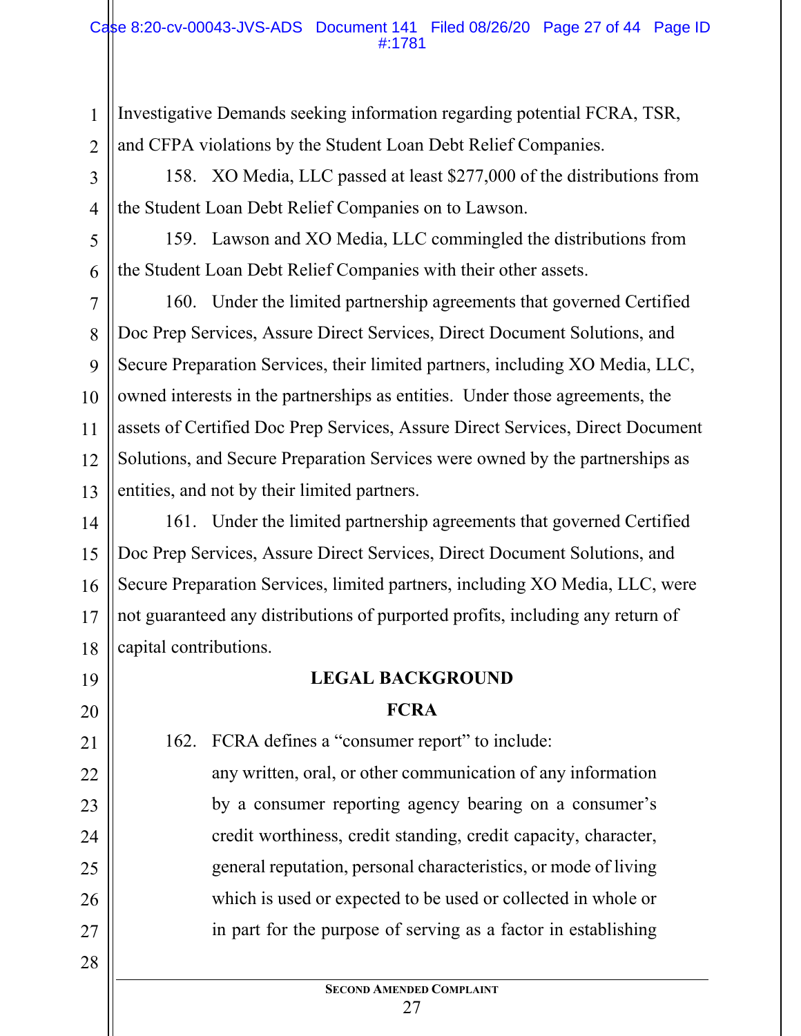Investigative Demands seeking information regarding potential FCRA, TSR, and CFPA violations by the Student Loan Debt Relief Companies.

158. XO Media, LLC passed at least $277,000 of the distributions from the Student Loan Debt Relief Companies on to Lawson.

159. Lawson and XO Media, LLC commingled the distributions from the Student Loan Debt Relief Companies with their other assets.

160. Under the limited partnership agreements that governed Certified Doc Prep Services, Assure Direct Services, Direct Document Solutions, and Secure Preparation Services, their limited partners, including XO Media, LLC, owned interests in the partnerships as entities. Under those agreements, the assets of Certified Doc Prep Services, Assure Direct Services, Direct Document Solutions, and Secure Preparation Services were owned by the partnerships as entities, and not by their limited partners.

161. Under the limited partnership agreements that governed Certified Doc Prep Services, Assure Direct Services, Direct Document Solutions, and Secure Preparation Services, limited partners, including XO Media, LLC, were not guaranteed any distributions of purported profits, including any return of capital contributions.

## LEGAL BACKGROUND

### FCRA

162. FCRA defines a "consumer report" to include:

> any written, oral, or other communication of any information by a consumer reporting agency bearing on a consumer's credit worthiness, credit standing, credit capacity, character, general reputation, personal characteristics, or mode of living which is used or expected to be used or collected in whole or in part for the purpose of serving as a factor in establishing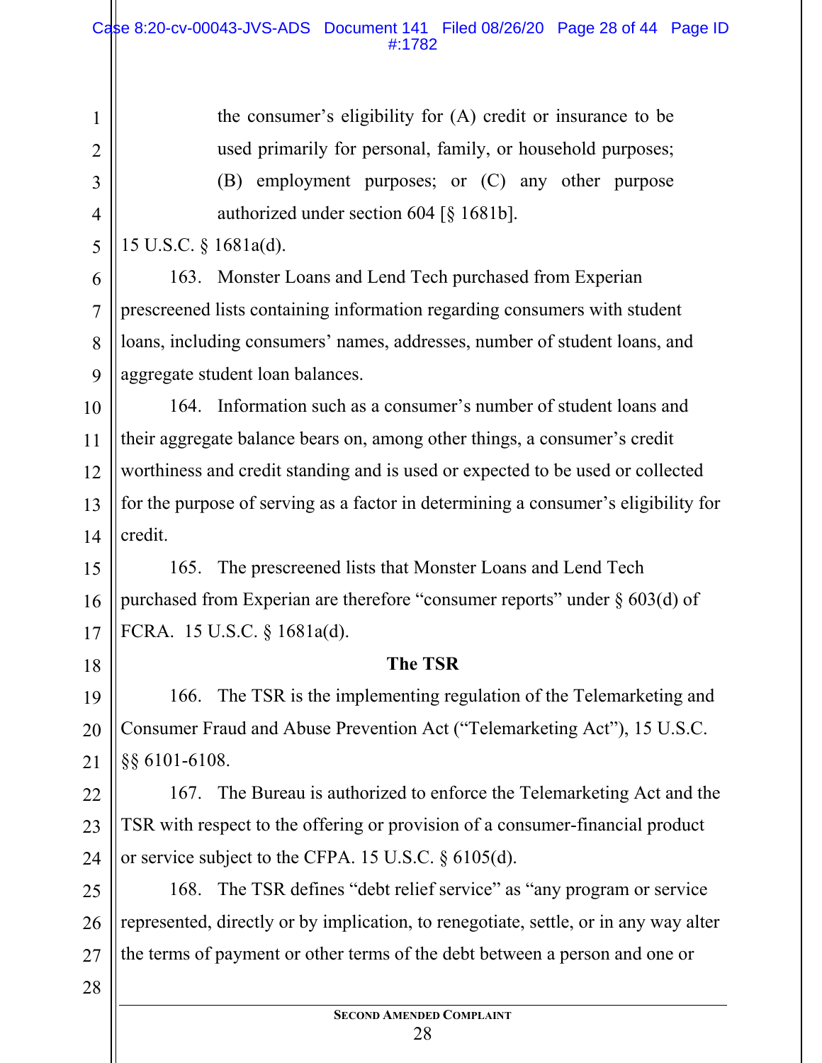> the consumer's eligibility for (A) credit or insurance to be used primarily for personal, family, or household purposes; (B) employment purposes; or (C) any other purpose authorized under section 604 [§ 1681b].

15 U.S.C. § 1681a(d).

163. Monster Loans and Lend Tech purchased from Experian prescreened lists containing information regarding consumers with student loans, including consumers' names, addresses, number of student loans, and aggregate student loan balances.

164. Information such as a consumer's number of student loans and their aggregate balance bears on, among other things, a consumer's credit worthiness and credit standing and is used or expected to be used or collected for the purpose of serving as a factor in determining a consumer's eligibility for credit.

165. The prescreened lists that Monster Loans and Lend Tech purchased from Experian are therefore "consumer reports" under § 603(d) of FCRA. 15 U.S.C. § 1681a(d).

**The TSR**

166. The TSR is the implementing regulation of the Telemarketing and Consumer Fraud and Abuse Prevention Act ("Telemarketing Act"), 15 U.S.C. §§ 6101-6108.

167. The Bureau is authorized to enforce the Telemarketing Act and the TSR with respect to the offering or provision of a consumer-financial product or service subject to the CFPA. 15 U.S.C. § 6105(d).

168. The TSR defines "debt relief service" as "any program or service represented, directly or by implication, to renegotiate, settle, or in any way alter the terms of payment or other terms of the debt between a person and one or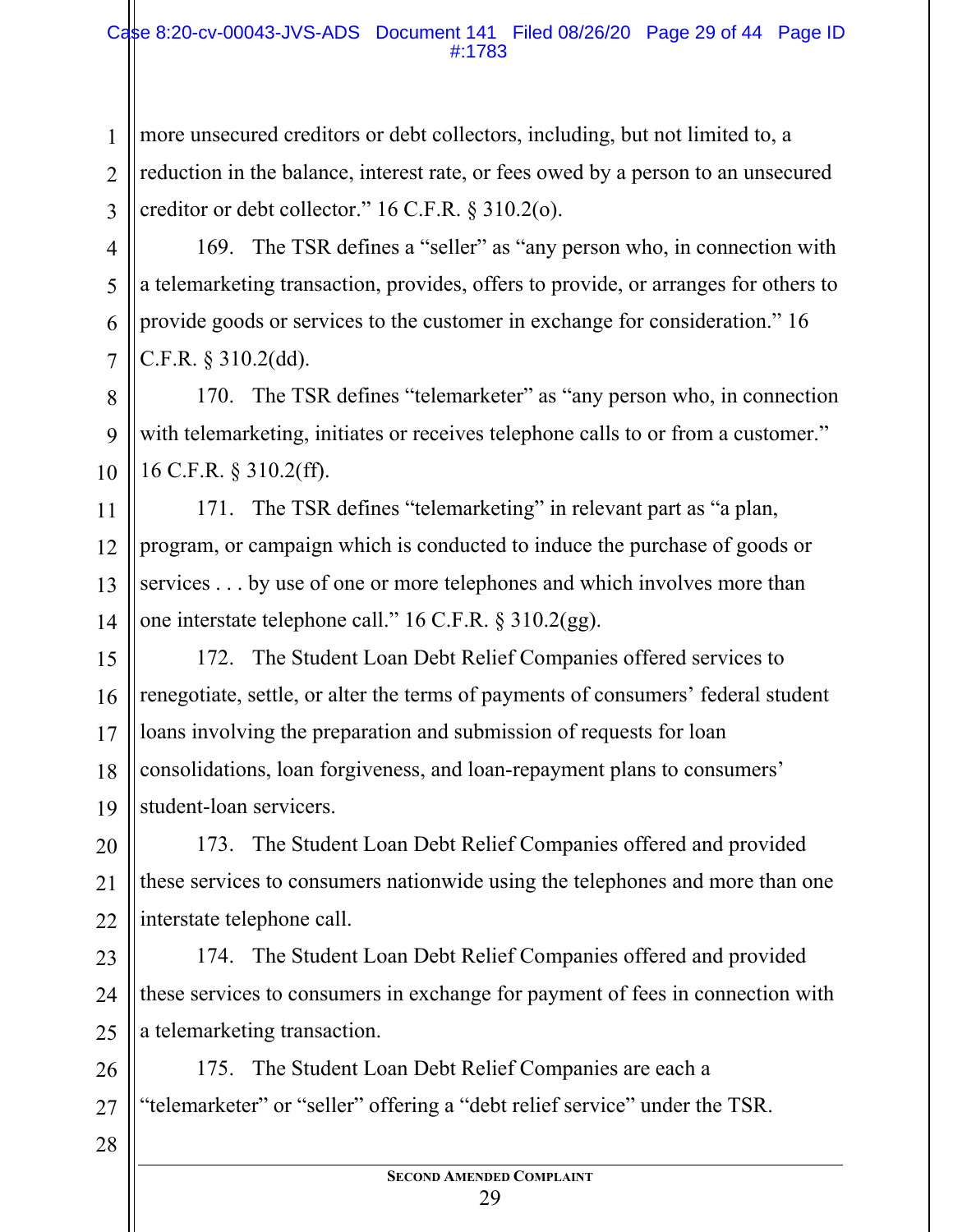more unsecured creditors or debt collectors, including, but not limited to, a reduction in the balance, interest rate, or fees owed by a person to an unsecured creditor or debt collector." 16 C.F.R. § 310.2(o).

169. The TSR defines a "seller" as "any person who, in connection with a telemarketing transaction, provides, offers to provide, or arranges for others to provide goods or services to the customer in exchange for consideration." 16 C.F.R. § 310.2(dd).

170. The TSR defines "telemarketer" as "any person who, in connection with telemarketing, initiates or receives telephone calls to or from a customer." 16 C.F.R. § 310.2(ff).

171. The TSR defines "telemarketing" in relevant part as "a plan, program, or campaign which is conducted to induce the purchase of goods or services . . . by use of one or more telephones and which involves more than one interstate telephone call." 16 C.F.R. § 310.2(gg).

172. The Student Loan Debt Relief Companies offered services to renegotiate, settle, or alter the terms of payments of consumers' federal student loans involving the preparation and submission of requests for loan consolidations, loan forgiveness, and loan-repayment plans to consumers' student-loan servicers.

173. The Student Loan Debt Relief Companies offered and provided these services to consumers nationwide using the telephones and more than one interstate telephone call.

174. The Student Loan Debt Relief Companies offered and provided these services to consumers in exchange for payment of fees in connection with a telemarketing transaction.

175. The Student Loan Debt Relief Companies are each a "telemarketer" or "seller" offering a "debt relief service" under the TSR.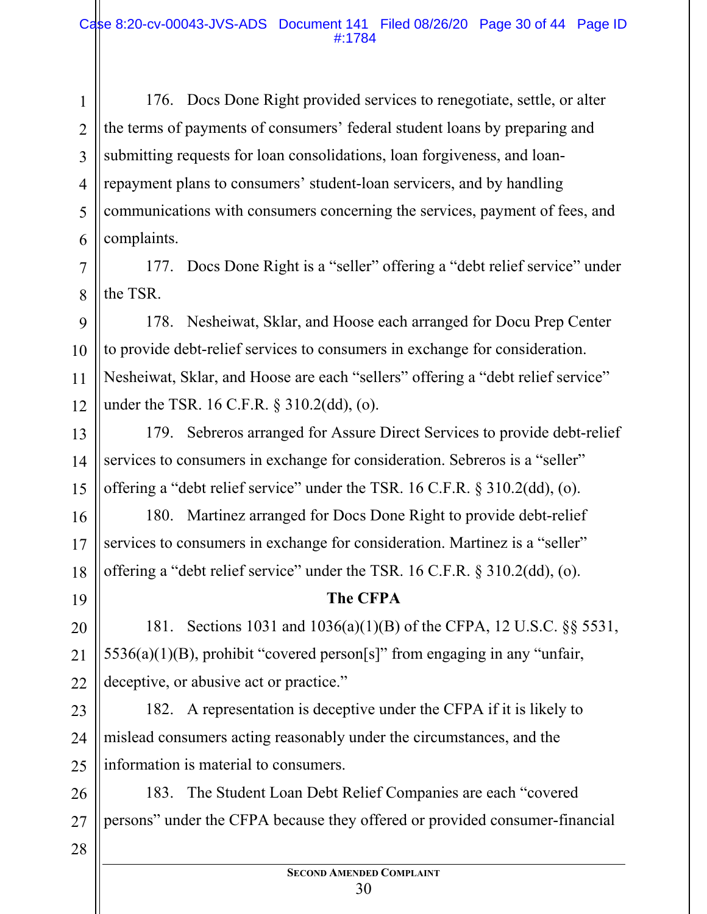176. Docs Done Right provided services to renegotiate, settle, or alter the terms of payments of consumers' federal student loans by preparing and submitting requests for loan consolidations, loan forgiveness, and loan-repayment plans to consumers' student-loan servicers, and by handling communications with consumers concerning the services, payment of fees, and complaints.

177. Docs Done Right is a "seller" offering a "debt relief service" under the TSR.

178. Nesheiwat, Sklar, and Hoose each arranged for Docu Prep Center to provide debt-relief services to consumers in exchange for consideration. Nesheiwat, Sklar, and Hoose are each "sellers" offering a "debt relief service" under the TSR. 16 C.F.R. § 310.2(dd), (o).

179. Sebreros arranged for Assure Direct Services to provide debt-relief services to consumers in exchange for consideration. Sebreros is a "seller" offering a "debt relief service" under the TSR. 16 C.F.R. § 310.2(dd), (o).

180. Martinez arranged for Docs Done Right to provide debt-relief services to consumers in exchange for consideration. Martinez is a "seller" offering a "debt relief service" under the TSR. 16 C.F.R. § 310.2(dd), (o).

## The CFPA

181. Sections 1031 and 1036(a)(1)(B) of the CFPA, 12 U.S.C. §§ 5531, 5536(a)(1)(B), prohibit "covered person[s]" from engaging in any "unfair, deceptive, or abusive act or practice."

182. A representation is deceptive under the CFPA if it is likely to mislead consumers acting reasonably under the circumstances, and the information is material to consumers.

183. The Student Loan Debt Relief Companies are each "covered persons" under the CFPA because they offered or provided consumer-financial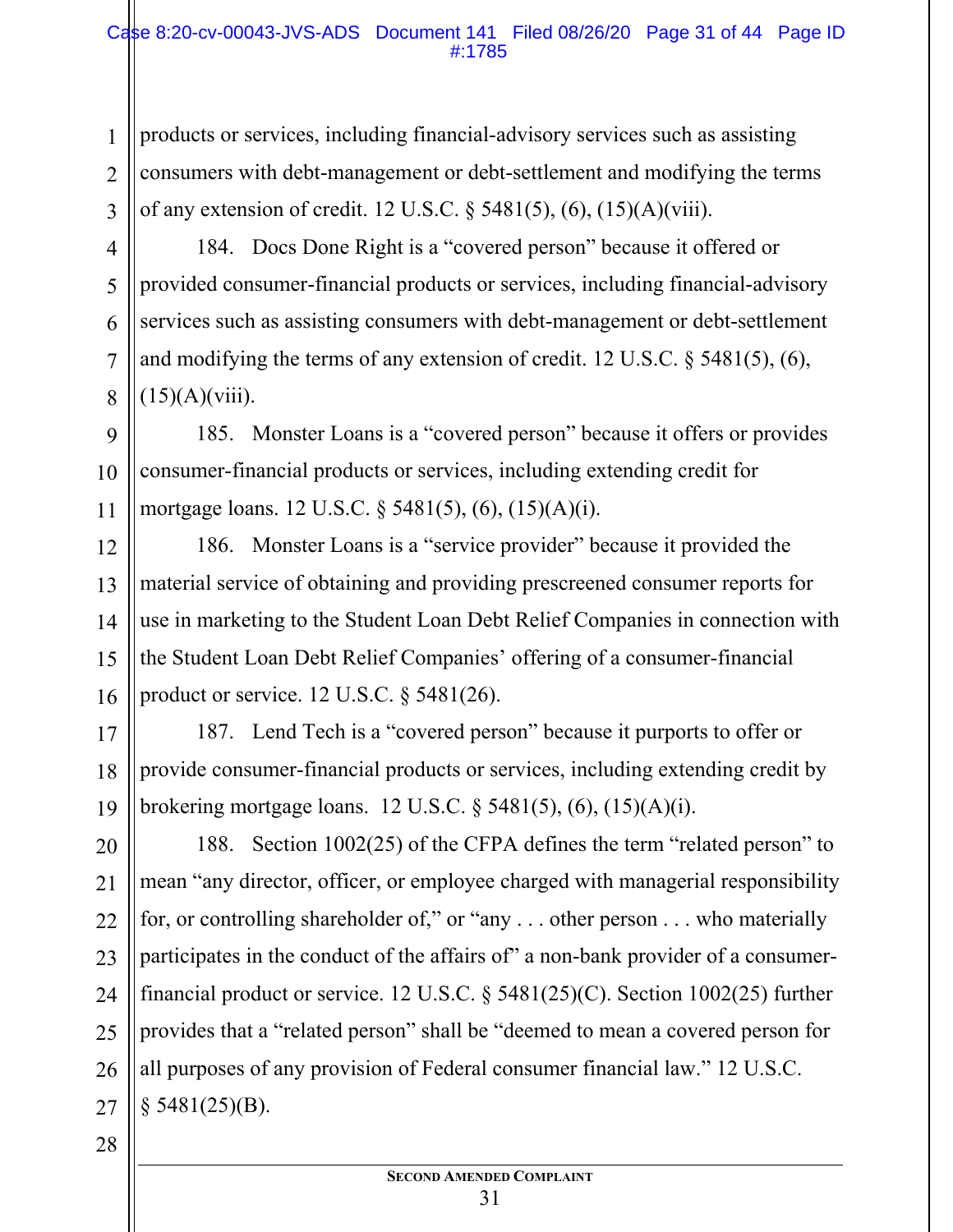products or services, including financial-advisory services such as assisting consumers with debt-management or debt-settlement and modifying the terms of any extension of credit. 12 U.S.C. § 5481(5), (6), (15)(A)(viii).

184. Docs Done Right is a "covered person" because it offered or provided consumer-financial products or services, including financial-advisory services such as assisting consumers with debt-management or debt-settlement and modifying the terms of any extension of credit. 12 U.S.C. § 5481(5), (6), (15)(A)(viii).

185. Monster Loans is a "covered person" because it offers or provides consumer-financial products or services, including extending credit for mortgage loans. 12 U.S.C. § 5481(5), (6), (15)(A)(i).

186. Monster Loans is a "service provider" because it provided the material service of obtaining and providing prescreened consumer reports for use in marketing to the Student Loan Debt Relief Companies in connection with the Student Loan Debt Relief Companies' offering of a consumer-financial product or service. 12 U.S.C. § 5481(26).

187. Lend Tech is a "covered person" because it purports to offer or provide consumer-financial products or services, including extending credit by brokering mortgage loans. 12 U.S.C. § 5481(5), (6), (15)(A)(i).

188. Section 1002(25) of the CFPA defines the term "related person" to mean "any director, officer, or employee charged with managerial responsibility for, or controlling shareholder of," or "any . . . other person . . . who materially participates in the conduct of the affairs of" a non-bank provider of a consumer-financial product or service. 12 U.S.C. § 5481(25)(C). Section 1002(25) further provides that a "related person" shall be "deemed to mean a covered person for all purposes of any provision of Federal consumer financial law." 12 U.S.C. § 5481(25)(B).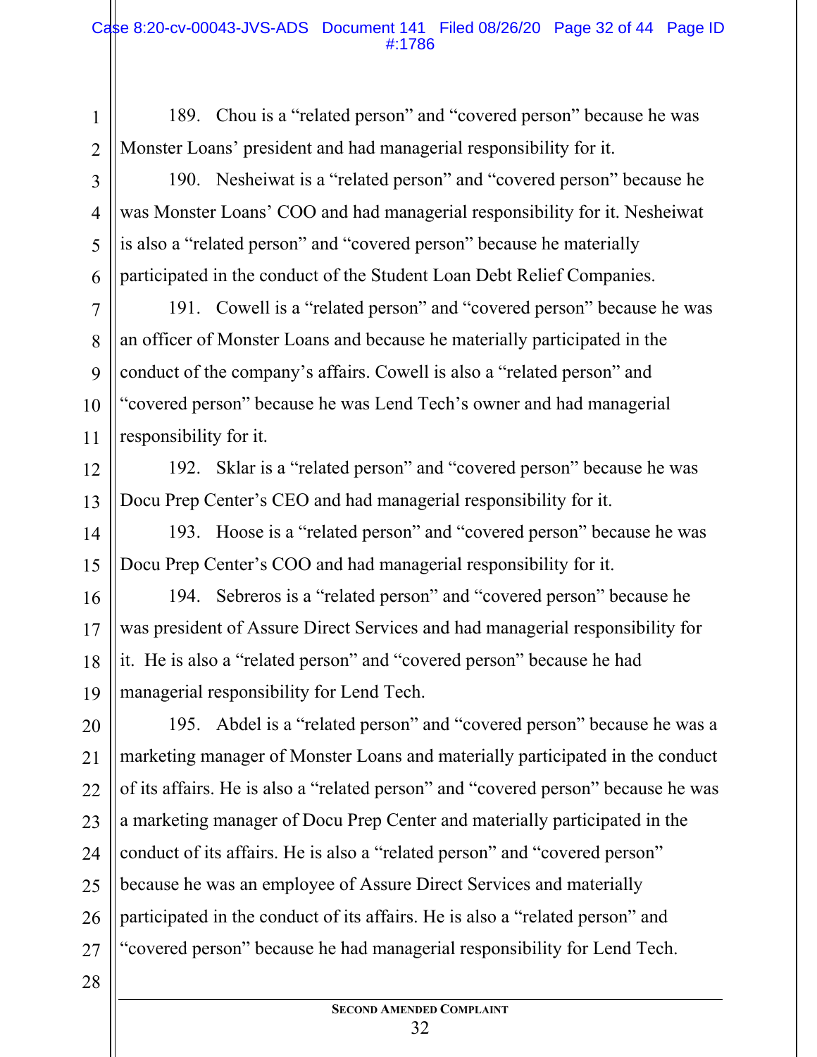189. Chou is a "related person" and "covered person" because he was Monster Loans' president and had managerial responsibility for it.

190. Nesheiwat is a "related person" and "covered person" because he was Monster Loans' COO and had managerial responsibility for it. Nesheiwat is also a "related person" and "covered person" because he materially participated in the conduct of the Student Loan Debt Relief Companies.

191. Cowell is a "related person" and "covered person" because he was an officer of Monster Loans and because he materially participated in the conduct of the company's affairs. Cowell is also a "related person" and "covered person" because he was Lend Tech's owner and had managerial responsibility for it.

192. Sklar is a "related person" and "covered person" because he was Docu Prep Center's CEO and had managerial responsibility for it.

193. Hoose is a "related person" and "covered person" because he was Docu Prep Center's COO and had managerial responsibility for it.

194. Sebreros is a "related person" and "covered person" because he was president of Assure Direct Services and had managerial responsibility for it. He is also a "related person" and "covered person" because he had managerial responsibility for Lend Tech.

195. Abdel is a "related person" and "covered person" because he was a marketing manager of Monster Loans and materially participated in the conduct of its affairs. He is also a "related person" and "covered person" because he was a marketing manager of Docu Prep Center and materially participated in the conduct of its affairs. He is also a "related person" and "covered person" because he was an employee of Assure Direct Services and materially participated in the conduct of its affairs. He is also a "related person" and "covered person" because he had managerial responsibility for Lend Tech.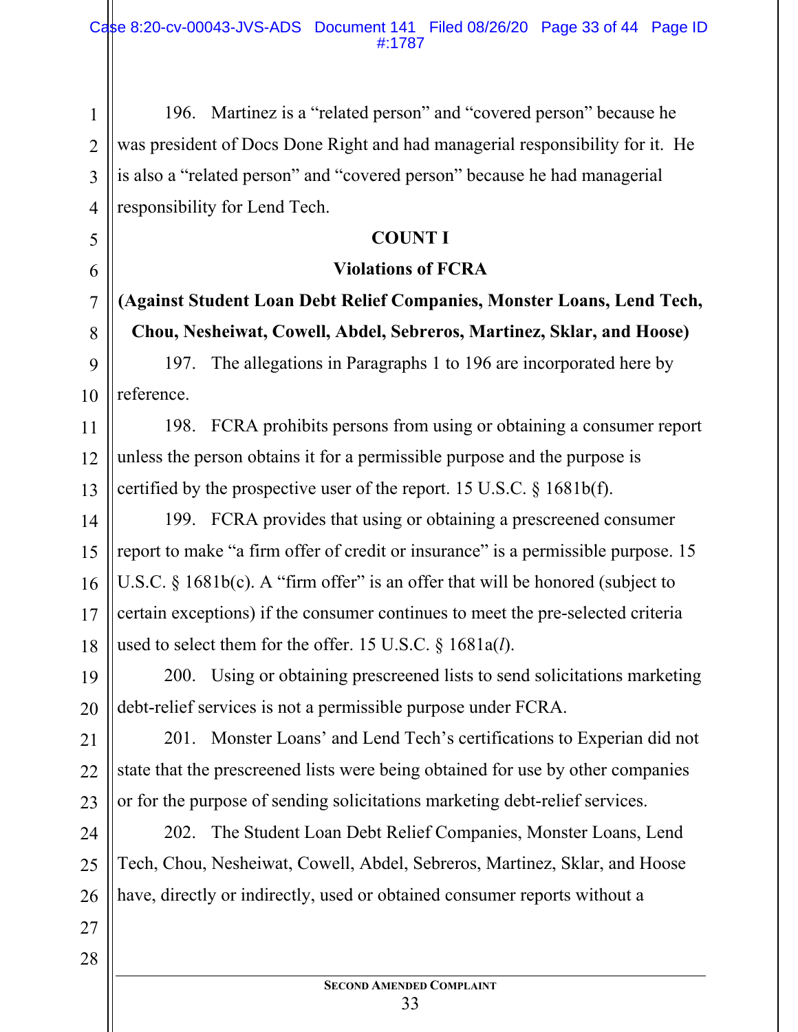196. Martinez is a "related person" and "covered person" because he was president of Docs Done Right and had managerial responsibility for it. He is also a "related person" and "covered person" because he had managerial responsibility for Lend Tech.

## COUNT I

### Violations of FCRA

### (Against Student Loan Debt Relief Companies, Monster Loans, Lend Tech, Chou, Nesheiwat, Cowell, Abdel, Sebreros, Martinez, Sklar, and Hoose)

197. The allegations in Paragraphs 1 to 196 are incorporated here by reference.

198. FCRA prohibits persons from using or obtaining a consumer report unless the person obtains it for a permissible purpose and the purpose is certified by the prospective user of the report. 15 U.S.C. § 1681b(f).

199. FCRA provides that using or obtaining a prescreened consumer report to make "a firm offer of credit or insurance" is a permissible purpose. 15 U.S.C. § 1681b(c). A "firm offer" is an offer that will be honored (subject to certain exceptions) if the consumer continues to meet the pre-selected criteria used to select them for the offer. 15 U.S.C. § 1681a(*l*).

200. Using or obtaining prescreened lists to send solicitations marketing debt-relief services is not a permissible purpose under FCRA.

201. Monster Loans' and Lend Tech's certifications to Experian did not state that the prescreened lists were being obtained for use by other companies or for the purpose of sending solicitations marketing debt-relief services.

202. The Student Loan Debt Relief Companies, Monster Loans, Lend Tech, Chou, Nesheiwat, Cowell, Abdel, Sebreros, Martinez, Sklar, and Hoose have, directly or indirectly, used or obtained consumer reports without a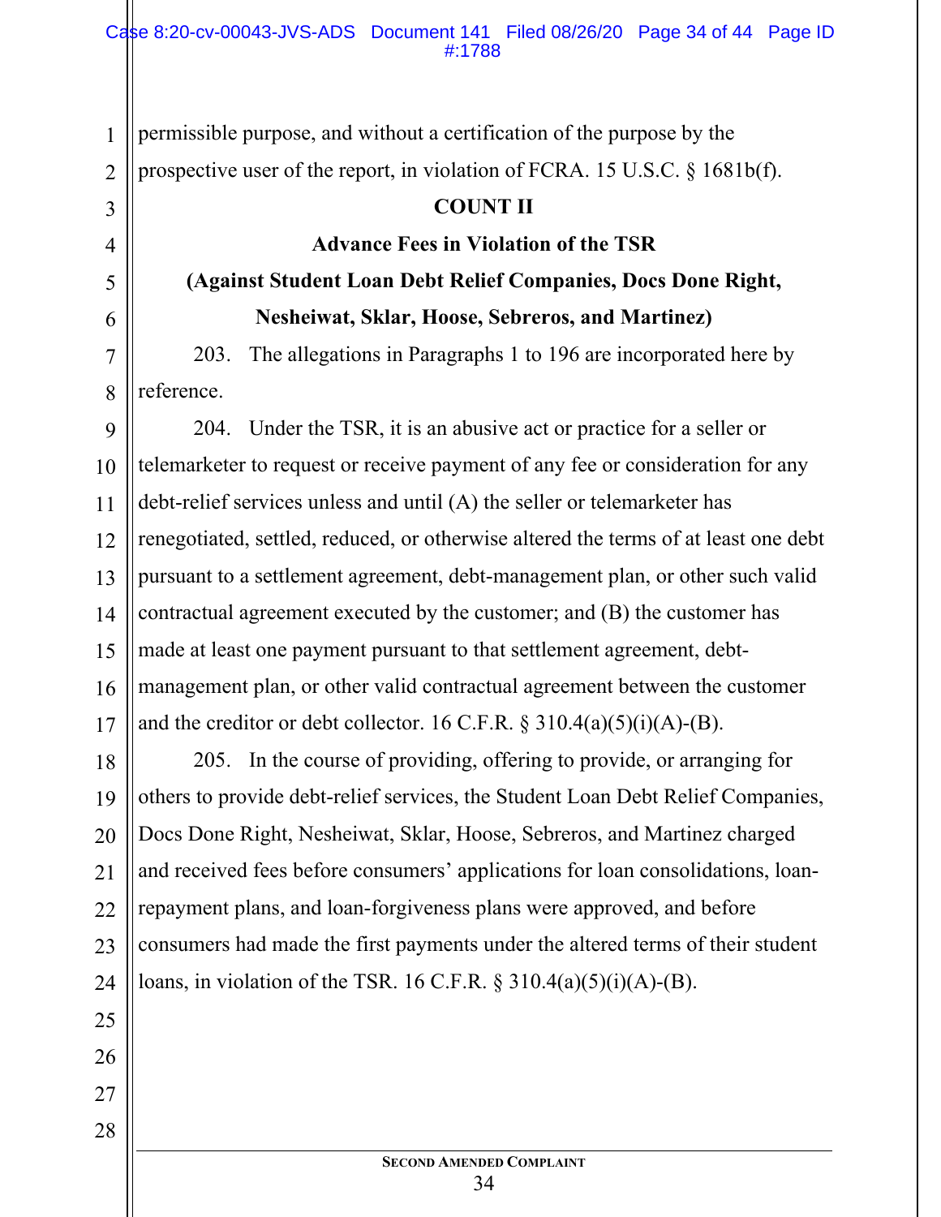permissible purpose, and without a certification of the purpose by the prospective user of the report, in violation of FCRA. 15 U.S.C. § 1681b(f).

**COUNT II**

**Advance Fees in Violation of the TSR**

**(Against Student Loan Debt Relief Companies, Docs Done Right, Nesheiwat, Sklar, Hoose, Sebreros, and Martinez)**

203. The allegations in Paragraphs 1 to 196 are incorporated here by reference.

204. Under the TSR, it is an abusive act or practice for a seller or telemarketer to request or receive payment of any fee or consideration for any debt-relief services unless and until (A) the seller or telemarketer has renegotiated, settled, reduced, or otherwise altered the terms of at least one debt pursuant to a settlement agreement, debt-management plan, or other such valid contractual agreement executed by the customer; and (B) the customer has made at least one payment pursuant to that settlement agreement, debt-management plan, or other valid contractual agreement between the customer and the creditor or debt collector. 16 C.F.R. § 310.4(a)(5)(i)(A)-(B).

205. In the course of providing, offering to provide, or arranging for others to provide debt-relief services, the Student Loan Debt Relief Companies, Docs Done Right, Nesheiwat, Sklar, Hoose, Sebreros, and Martinez charged and received fees before consumers' applications for loan consolidations, loan-repayment plans, and loan-forgiveness plans were approved, and before consumers had made the first payments under the altered terms of their student loans, in violation of the TSR. 16 C.F.R. § 310.4(a)(5)(i)(A)-(B).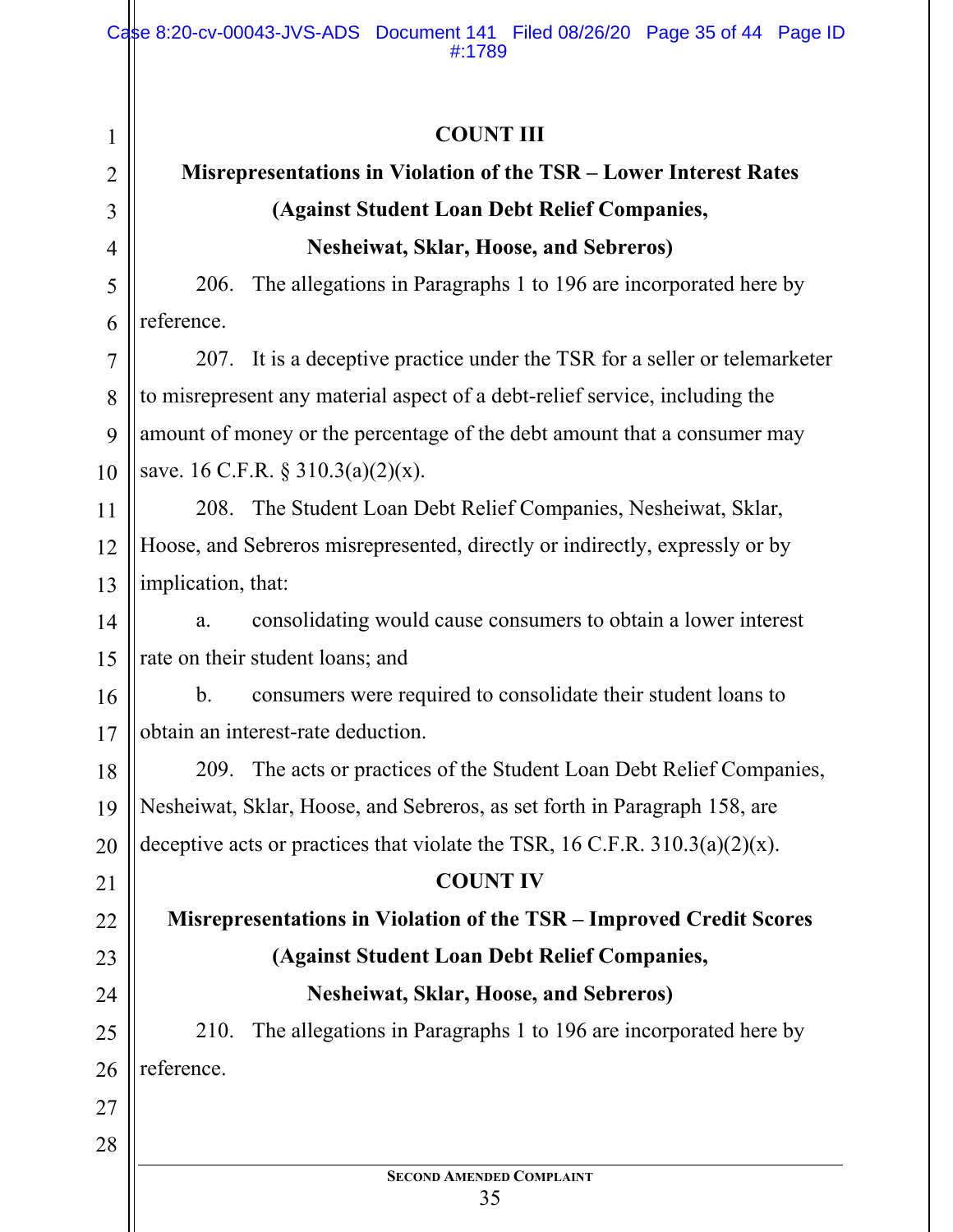**COUNT III**

**Misrepresentations in Violation of the TSR – Lower Interest Rates**

**(Against Student Loan Debt Relief Companies,**

**Nesheiwat, Sklar, Hoose, and Sebreros)**

206. The allegations in Paragraphs 1 to 196 are incorporated here by reference.

207. It is a deceptive practice under the TSR for a seller or telemarketer to misrepresent any material aspect of a debt-relief service, including the amount of money or the percentage of the debt amount that a consumer may save. 16 C.F.R. § 310.3(a)(2)(x).

208. The Student Loan Debt Relief Companies, Nesheiwat, Sklar, Hoose, and Sebreros misrepresented, directly or indirectly, expressly or by implication, that:

a. consolidating would cause consumers to obtain a lower interest rate on their student loans; and

b. consumers were required to consolidate their student loans to obtain an interest-rate deduction.

209. The acts or practices of the Student Loan Debt Relief Companies, Nesheiwat, Sklar, Hoose, and Sebreros, as set forth in Paragraph 158, are deceptive acts or practices that violate the TSR, 16 C.F.R. 310.3(a)(2)(x).

**COUNT IV**

**Misrepresentations in Violation of the TSR – Improved Credit Scores**

**(Against Student Loan Debt Relief Companies,**

**Nesheiwat, Sklar, Hoose, and Sebreros)**

210. The allegations in Paragraphs 1 to 196 are incorporated here by reference.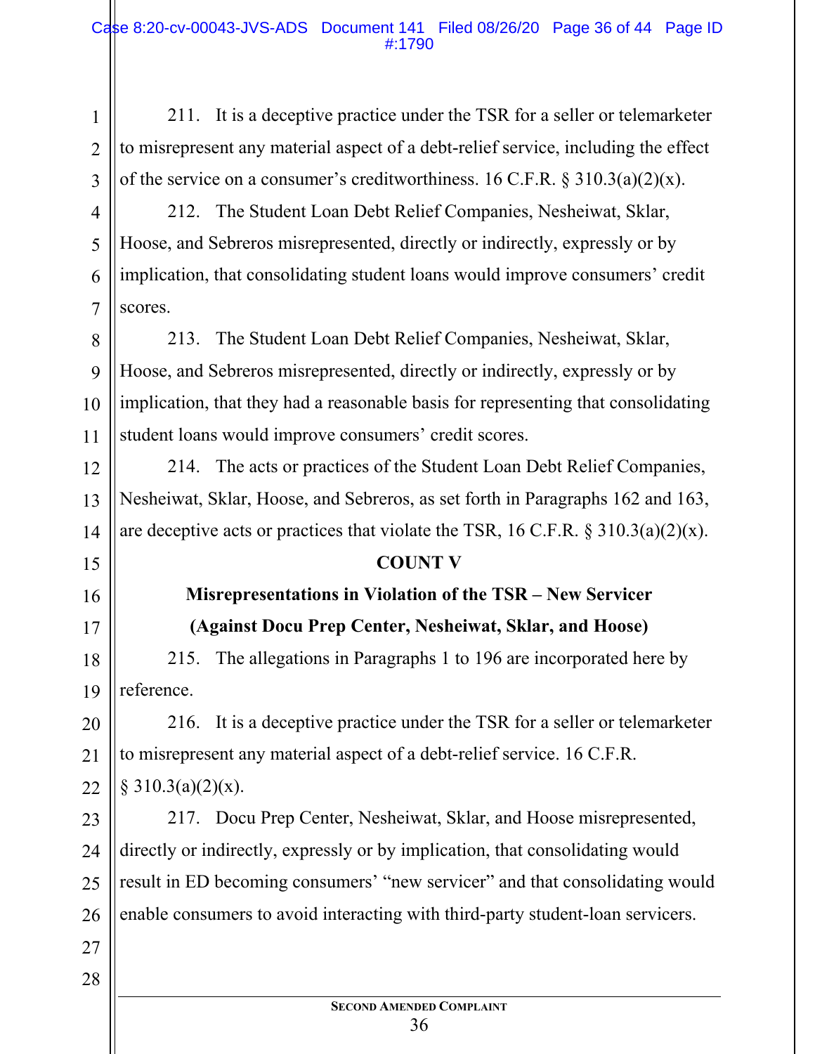211. It is a deceptive practice under the TSR for a seller or telemarketer to misrepresent any material aspect of a debt-relief service, including the effect of the service on a consumer's creditworthiness. 16 C.F.R. § 310.3(a)(2)(x).

212. The Student Loan Debt Relief Companies, Nesheiwat, Sklar, Hoose, and Sebreros misrepresented, directly or indirectly, expressly or by implication, that consolidating student loans would improve consumers' credit scores.

213. The Student Loan Debt Relief Companies, Nesheiwat, Sklar, Hoose, and Sebreros misrepresented, directly or indirectly, expressly or by implication, that they had a reasonable basis for representing that consolidating student loans would improve consumers' credit scores.

214. The acts or practices of the Student Loan Debt Relief Companies, Nesheiwat, Sklar, Hoose, and Sebreros, as set forth in Paragraphs 162 and 163, are deceptive acts or practices that violate the TSR, 16 C.F.R. § 310.3(a)(2)(x).

## COUNT V

## Misrepresentations in Violation of the TSR – New Servicer

## (Against Docu Prep Center, Nesheiwat, Sklar, and Hoose)

215. The allegations in Paragraphs 1 to 196 are incorporated here by reference.

216. It is a deceptive practice under the TSR for a seller or telemarketer to misrepresent any material aspect of a debt-relief service. 16 C.F.R. § 310.3(a)(2)(x).

217. Docu Prep Center, Nesheiwat, Sklar, and Hoose misrepresented, directly or indirectly, expressly or by implication, that consolidating would result in ED becoming consumers' "new servicer" and that consolidating would enable consumers to avoid interacting with third-party student-loan servicers.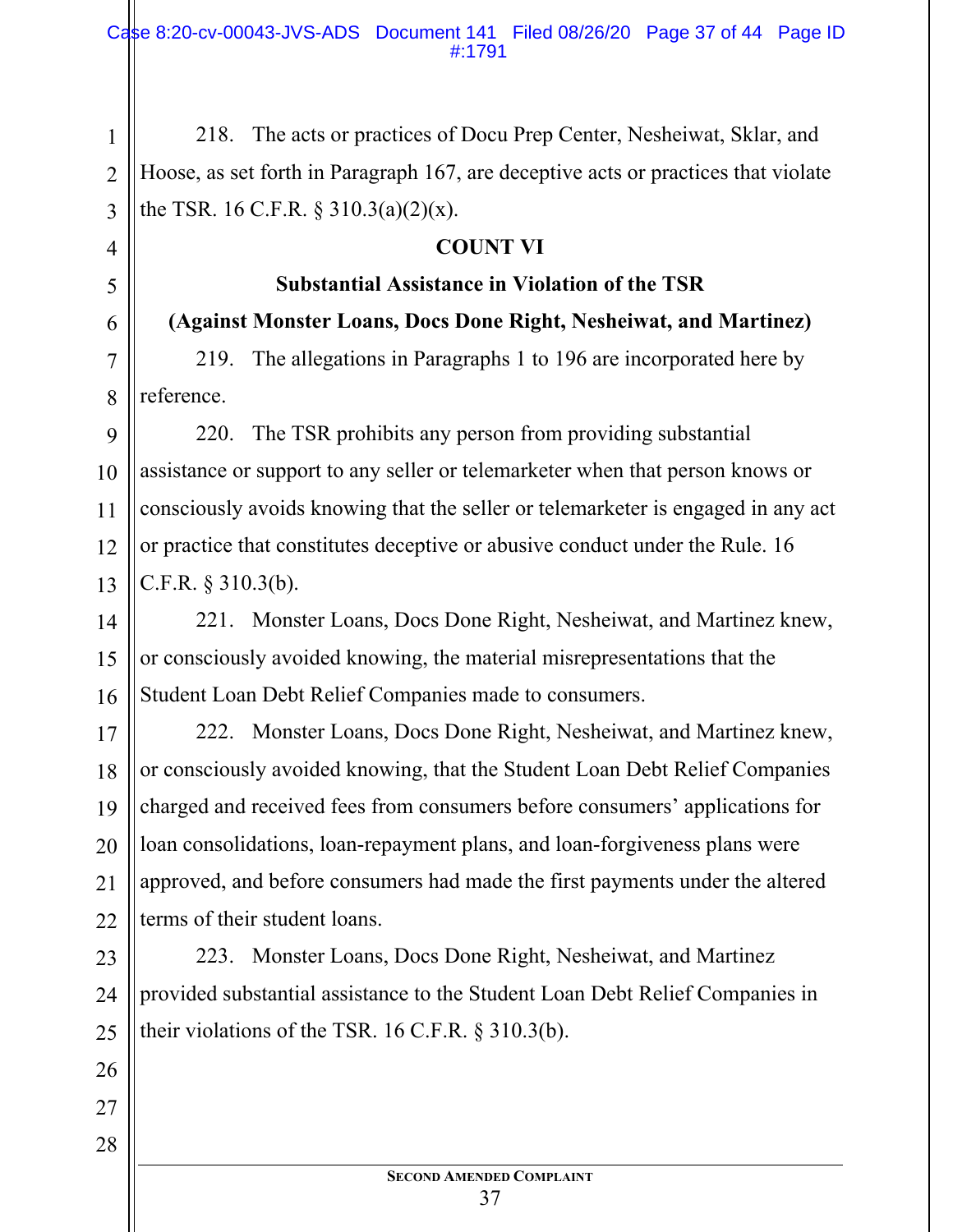218. The acts or practices of Docu Prep Center, Nesheiwat, Sklar, and Hoose, as set forth in Paragraph 167, are deceptive acts or practices that violate the TSR. 16 C.F.R. § 310.3(a)(2)(x).

**COUNT VI**

**Substantial Assistance in Violation of the TSR**

**(Against Monster Loans, Docs Done Right, Nesheiwat, and Martinez)**

219. The allegations in Paragraphs 1 to 196 are incorporated here by reference.

220. The TSR prohibits any person from providing substantial assistance or support to any seller or telemarketer when that person knows or consciously avoids knowing that the seller or telemarketer is engaged in any act or practice that constitutes deceptive or abusive conduct under the Rule. 16 C.F.R. § 310.3(b).

221. Monster Loans, Docs Done Right, Nesheiwat, and Martinez knew, or consciously avoided knowing, the material misrepresentations that the Student Loan Debt Relief Companies made to consumers.

222. Monster Loans, Docs Done Right, Nesheiwat, and Martinez knew, or consciously avoided knowing, that the Student Loan Debt Relief Companies charged and received fees from consumers before consumers' applications for loan consolidations, loan-repayment plans, and loan-forgiveness plans were approved, and before consumers had made the first payments under the altered terms of their student loans.

223. Monster Loans, Docs Done Right, Nesheiwat, and Martinez provided substantial assistance to the Student Loan Debt Relief Companies in their violations of the TSR. 16 C.F.R. § 310.3(b).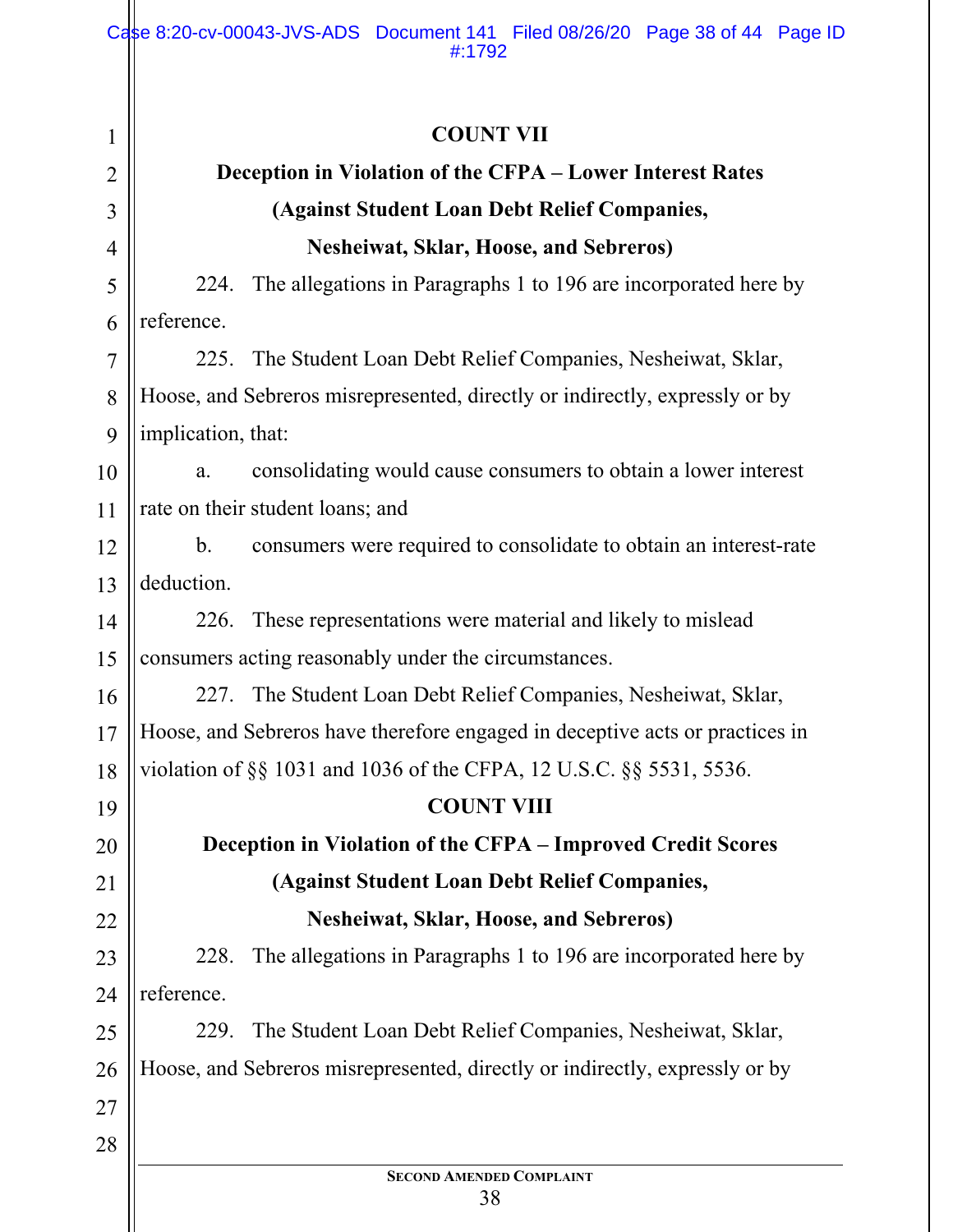**COUNT VII**

**Deception in Violation of the CFPA – Lower Interest Rates**

**(Against Student Loan Debt Relief Companies,**

**Nesheiwat, Sklar, Hoose, and Sebreros)**

224. The allegations in Paragraphs 1 to 196 are incorporated here by reference.

225. The Student Loan Debt Relief Companies, Nesheiwat, Sklar, Hoose, and Sebreros misrepresented, directly or indirectly, expressly or by implication, that:

a. consolidating would cause consumers to obtain a lower interest rate on their student loans; and

b. consumers were required to consolidate to obtain an interest-rate deduction.

226. These representations were material and likely to mislead consumers acting reasonably under the circumstances.

227. The Student Loan Debt Relief Companies, Nesheiwat, Sklar, Hoose, and Sebreros have therefore engaged in deceptive acts or practices in violation of §§ 1031 and 1036 of the CFPA, 12 U.S.C. §§ 5531, 5536.

**COUNT VIII**

**Deception in Violation of the CFPA – Improved Credit Scores**

**(Against Student Loan Debt Relief Companies,**

**Nesheiwat, Sklar, Hoose, and Sebreros)**

228. The allegations in Paragraphs 1 to 196 are incorporated here by reference.

229. The Student Loan Debt Relief Companies, Nesheiwat, Sklar, Hoose, and Sebreros misrepresented, directly or indirectly, expressly or by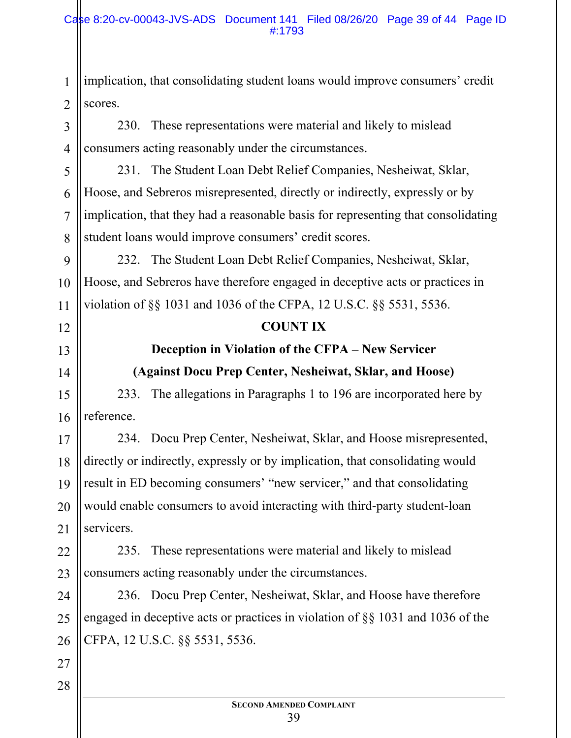implication, that consolidating student loans would improve consumers' credit scores.

230. These representations were material and likely to mislead consumers acting reasonably under the circumstances.

231. The Student Loan Debt Relief Companies, Nesheiwat, Sklar, Hoose, and Sebreros misrepresented, directly or indirectly, expressly or by implication, that they had a reasonable basis for representing that consolidating student loans would improve consumers' credit scores.

232. The Student Loan Debt Relief Companies, Nesheiwat, Sklar, Hoose, and Sebreros have therefore engaged in deceptive acts or practices in violation of §§ 1031 and 1036 of the CFPA, 12 U.S.C. §§ 5531, 5536.

**COUNT IX**

**Deception in Violation of the CFPA – New Servicer**

**(Against Docu Prep Center, Nesheiwat, Sklar, and Hoose)**

233. The allegations in Paragraphs 1 to 196 are incorporated here by reference.

234. Docu Prep Center, Nesheiwat, Sklar, and Hoose misrepresented, directly or indirectly, expressly or by implication, that consolidating would result in ED becoming consumers' "new servicer," and that consolidating would enable consumers to avoid interacting with third-party student-loan servicers.

235. These representations were material and likely to mislead consumers acting reasonably under the circumstances.

236. Docu Prep Center, Nesheiwat, Sklar, and Hoose have therefore engaged in deceptive acts or practices in violation of §§ 1031 and 1036 of the CFPA, 12 U.S.C. §§ 5531, 5536.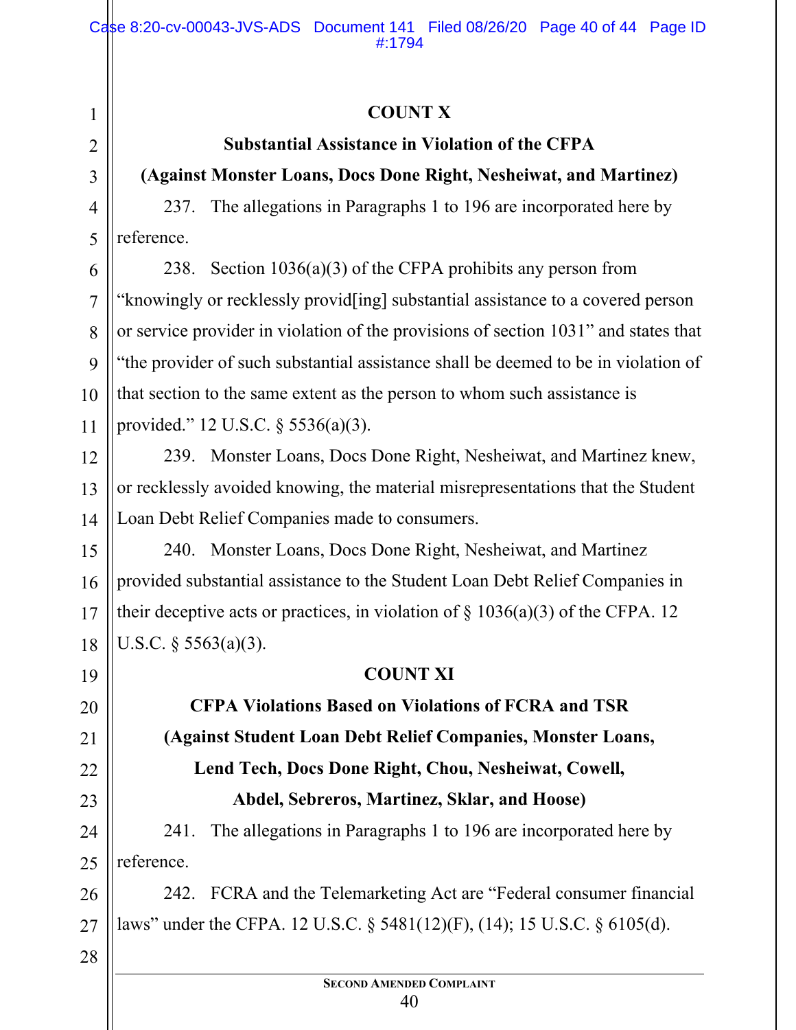**COUNT X**

**Substantial Assistance in Violation of the CFPA**

**(Against Monster Loans, Docs Done Right, Nesheiwat, and Martinez)**

237. The allegations in Paragraphs 1 to 196 are incorporated here by reference.

238. Section 1036(a)(3) of the CFPA prohibits any person from "knowingly or recklessly provid[ing] substantial assistance to a covered person or service provider in violation of the provisions of section 1031" and states that "the provider of such substantial assistance shall be deemed to be in violation of that section to the same extent as the person to whom such assistance is provided." 12 U.S.C. § 5536(a)(3).

239. Monster Loans, Docs Done Right, Nesheiwat, and Martinez knew, or recklessly avoided knowing, the material misrepresentations that the Student Loan Debt Relief Companies made to consumers.

240. Monster Loans, Docs Done Right, Nesheiwat, and Martinez provided substantial assistance to the Student Loan Debt Relief Companies in their deceptive acts or practices, in violation of § 1036(a)(3) of the CFPA. 12 U.S.C. § 5563(a)(3).

**COUNT XI**

**CFPA Violations Based on Violations of FCRA and TSR**

**(Against Student Loan Debt Relief Companies, Monster Loans, Lend Tech, Docs Done Right, Chou, Nesheiwat, Cowell, Abdel, Sebreros, Martinez, Sklar, and Hoose)**

241. The allegations in Paragraphs 1 to 196 are incorporated here by reference.

242. FCRA and the Telemarketing Act are "Federal consumer financial laws" under the CFPA. 12 U.S.C. § 5481(12)(F), (14); 15 U.S.C. § 6105(d).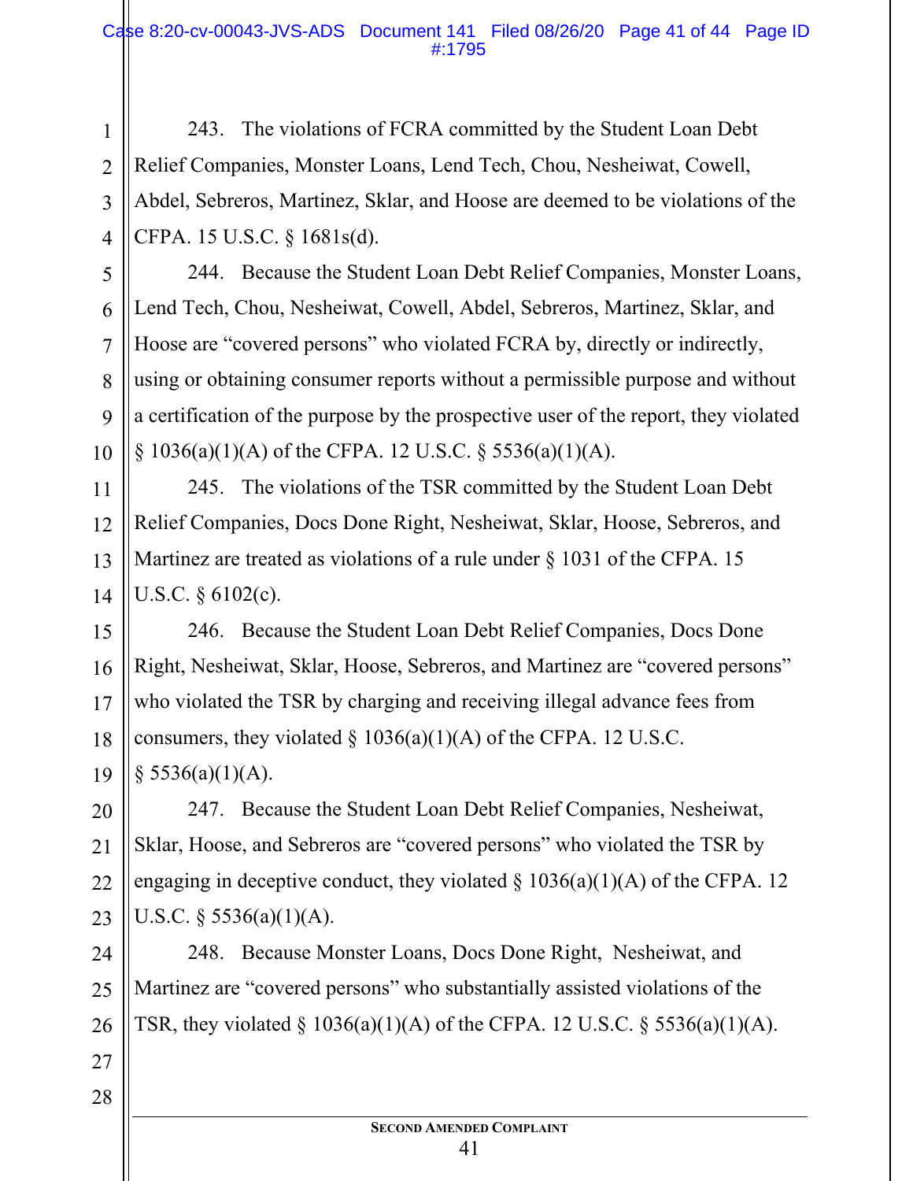243. The violations of FCRA committed by the Student Loan Debt Relief Companies, Monster Loans, Lend Tech, Chou, Nesheiwat, Cowell, Abdel, Sebreros, Martinez, Sklar, and Hoose are deemed to be violations of the CFPA. 15 U.S.C. § 1681s(d).

244. Because the Student Loan Debt Relief Companies, Monster Loans, Lend Tech, Chou, Nesheiwat, Cowell, Abdel, Sebreros, Martinez, Sklar, and Hoose are "covered persons" who violated FCRA by, directly or indirectly, using or obtaining consumer reports without a permissible purpose and without a certification of the purpose by the prospective user of the report, they violated § 1036(a)(1)(A) of the CFPA. 12 U.S.C. § 5536(a)(1)(A).

245. The violations of the TSR committed by the Student Loan Debt Relief Companies, Docs Done Right, Nesheiwat, Sklar, Hoose, Sebreros, and Martinez are treated as violations of a rule under § 1031 of the CFPA. 15 U.S.C. § 6102(c).

246. Because the Student Loan Debt Relief Companies, Docs Done Right, Nesheiwat, Sklar, Hoose, Sebreros, and Martinez are "covered persons" who violated the TSR by charging and receiving illegal advance fees from consumers, they violated § 1036(a)(1)(A) of the CFPA. 12 U.S.C. § 5536(a)(1)(A).

247. Because the Student Loan Debt Relief Companies, Nesheiwat, Sklar, Hoose, and Sebreros are "covered persons" who violated the TSR by engaging in deceptive conduct, they violated § 1036(a)(1)(A) of the CFPA. 12 U.S.C. § 5536(a)(1)(A).

248. Because Monster Loans, Docs Done Right, Nesheiwat, and Martinez are "covered persons" who substantially assisted violations of the TSR, they violated § 1036(a)(1)(A) of the CFPA. 12 U.S.C. § 5536(a)(1)(A).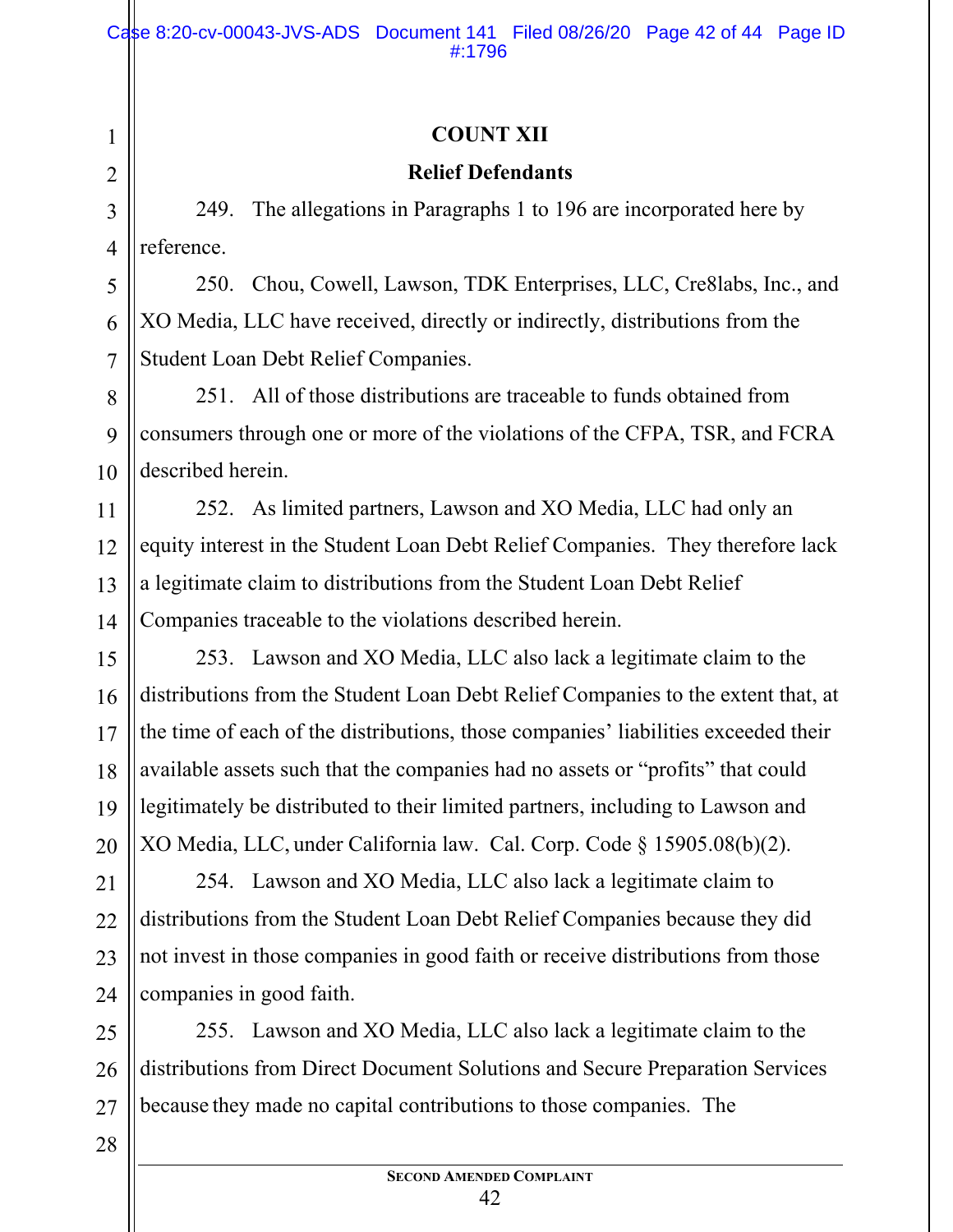## COUNT XII

### Relief Defendants

249. The allegations in Paragraphs 1 to 196 are incorporated here by reference.

250. Chou, Cowell, Lawson, TDK Enterprises, LLC, Cre8labs, Inc., and XO Media, LLC have received, directly or indirectly, distributions from the Student Loan Debt Relief Companies.

251. All of those distributions are traceable to funds obtained from consumers through one or more of the violations of the CFPA, TSR, and FCRA described herein.

252. As limited partners, Lawson and XO Media, LLC had only an equity interest in the Student Loan Debt Relief Companies. They therefore lack a legitimate claim to distributions from the Student Loan Debt Relief Companies traceable to the violations described herein.

253. Lawson and XO Media, LLC also lack a legitimate claim to the distributions from the Student Loan Debt Relief Companies to the extent that, at the time of each of the distributions, those companies' liabilities exceeded their available assets such that the companies had no assets or "profits" that could legitimately be distributed to their limited partners, including to Lawson and XO Media, LLC, under California law. Cal. Corp. Code § 15905.08(b)(2).

254. Lawson and XO Media, LLC also lack a legitimate claim to distributions from the Student Loan Debt Relief Companies because they did not invest in those companies in good faith or receive distributions from those companies in good faith.

255. Lawson and XO Media, LLC also lack a legitimate claim to the distributions from Direct Document Solutions and Secure Preparation Services because they made no capital contributions to those companies. The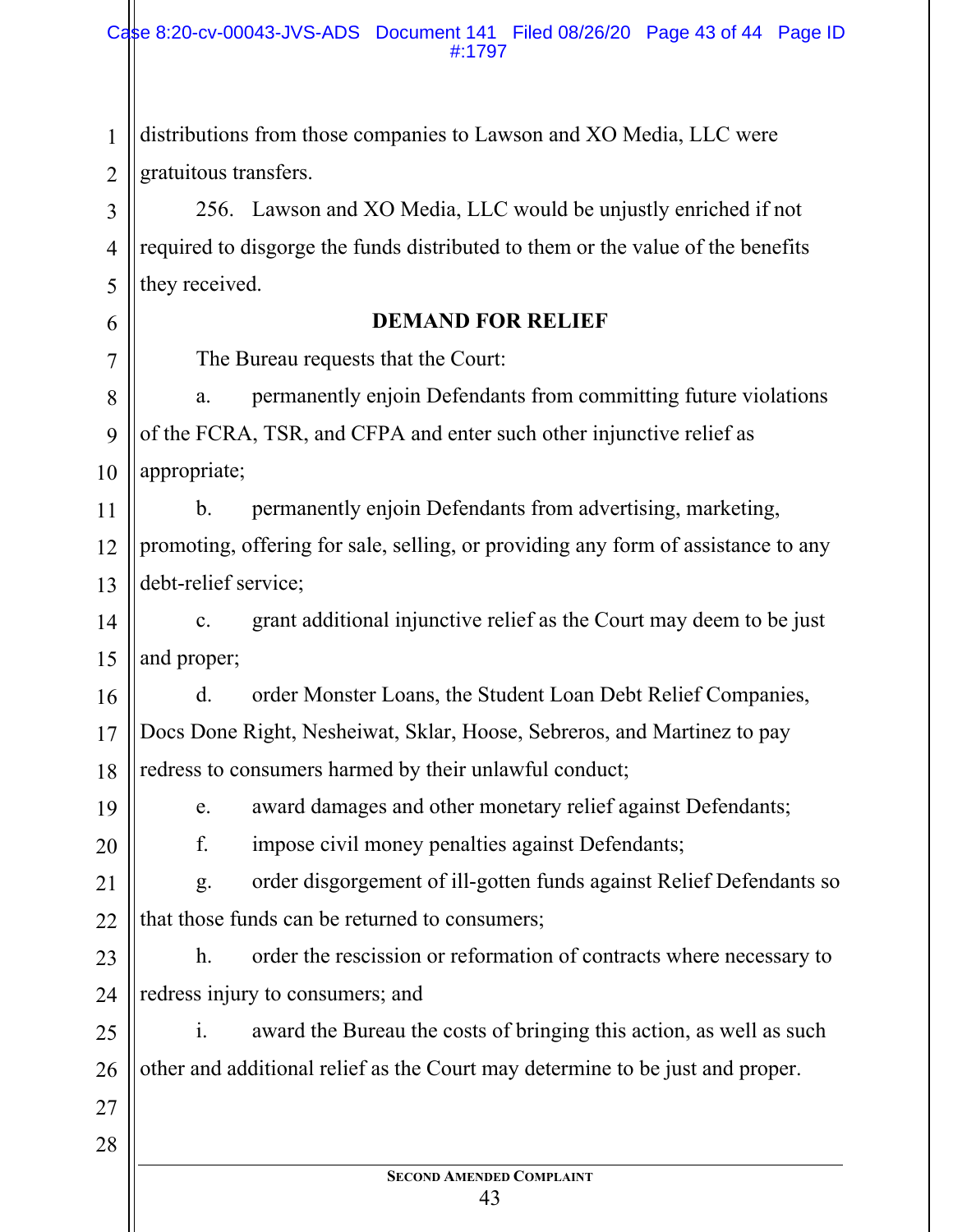distributions from those companies to Lawson and XO Media, LLC were gratuitous transfers.

256. Lawson and XO Media, LLC would be unjustly enriched if not required to disgorge the funds distributed to them or the value of the benefits they received.

## DEMAND FOR RELIEF

The Bureau requests that the Court:

a. permanently enjoin Defendants from committing future violations of the FCRA, TSR, and CFPA and enter such other injunctive relief as appropriate;

b. permanently enjoin Defendants from advertising, marketing, promoting, offering for sale, selling, or providing any form of assistance to any debt-relief service;

c. grant additional injunctive relief as the Court may deem to be just and proper;

d. order Monster Loans, the Student Loan Debt Relief Companies, Docs Done Right, Nesheiwat, Sklar, Hoose, Sebreros, and Martinez to pay redress to consumers harmed by their unlawful conduct;

e. award damages and other monetary relief against Defendants;

f. impose civil money penalties against Defendants;

g. order disgorgement of ill-gotten funds against Relief Defendants so that those funds can be returned to consumers;

h. order the rescission or reformation of contracts where necessary to redress injury to consumers; and

i. award the Bureau the costs of bringing this action, as well as such other and additional relief as the Court may determine to be just and proper.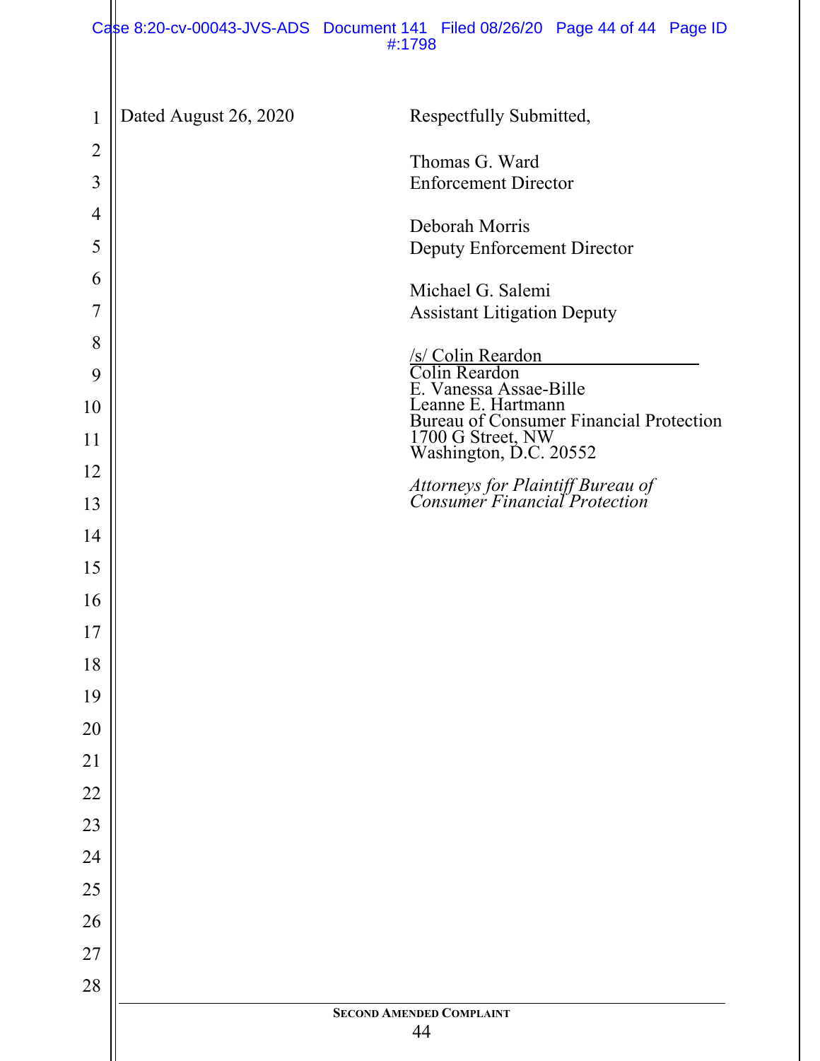Dated August 26, 2020

Respectfully Submitted,

Thomas G. Ward
Enforcement Director

Deborah Morris
Deputy Enforcement Director

Michael G. Salemi
Assistant Litigation Deputy

/s/ Colin Reardon
Colin Reardon
E. Vanessa Assae-Bille
Leanne E. Hartmann
Bureau of Consumer Financial Protection
1700 G Street, NW
Washington, D.C. 20552

*Attorneys for Plaintiff Bureau of Consumer Financial Protection*